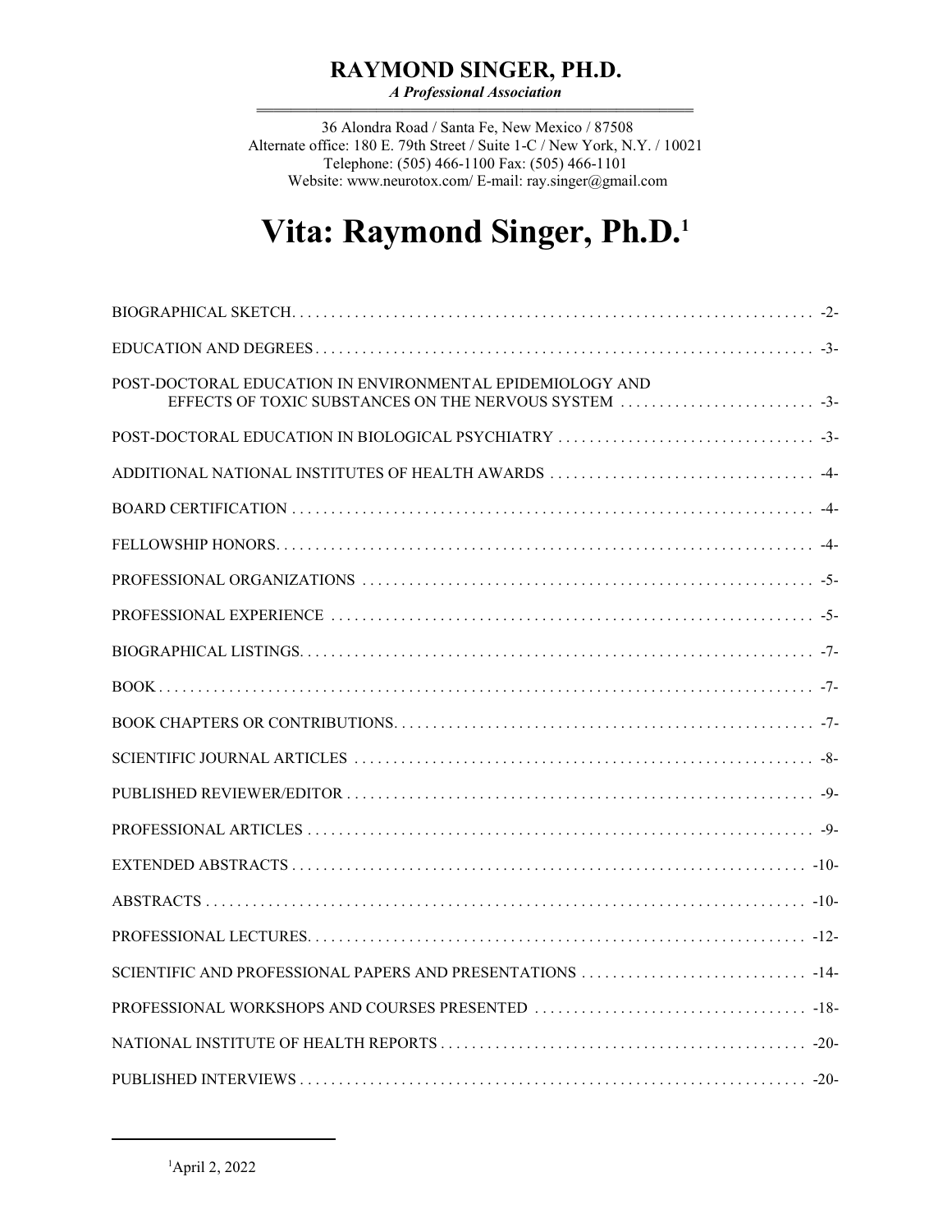# RAYMOND SINGER, PH.D.

*A Professional Association*

36 Alondra Road / Santa Fe, New Mexico / 87508
Alternate office: 180 E. 79th Street / Suite 1-C / New York, N.Y. / 10021
Telephone: (505) 466-1100 Fax: (505) 466-1101
Website: www.neurotox.com/ E-mail: ray.singer@gmail.com

# Vita: Raymond Singer, Ph.D.[1]

BIOGRAPHICAL SKETCH . . . . . . . . . . -2-

EDUCATION AND DEGREES . . . . . . . . . . -3-

POST-DOCTORAL EDUCATION IN ENVIRONMENTAL EPIDEMIOLOGY AND EFFECTS OF TOXIC SUBSTANCES ON THE NERVOUS SYSTEM . . . . . . . . . . -3-

POST-DOCTORAL EDUCATION IN BIOLOGICAL PSYCHIATRY . . . . . . . . . . -3-

ADDITIONAL NATIONAL INSTITUTES OF HEALTH AWARDS . . . . . . . . . . -4-

BOARD CERTIFICATION . . . . . . . . . . -4-

FELLOWSHIP HONORS . . . . . . . . . . -4-

PROFESSIONAL ORGANIZATIONS . . . . . . . . . . -5-

PROFESSIONAL EXPERIENCE . . . . . . . . . . -5-

BIOGRAPHICAL LISTINGS . . . . . . . . . . -7-

BOOK . . . . . . . . . . -7-

BOOK CHAPTERS OR CONTRIBUTIONS . . . . . . . . . . -7-

SCIENTIFIC JOURNAL ARTICLES . . . . . . . . . . -8-

PUBLISHED REVIEWER/EDITOR . . . . . . . . . . -9-

PROFESSIONAL ARTICLES . . . . . . . . . . -9-

EXTENDED ABSTRACTS . . . . . . . . . . -10-

ABSTRACTS . . . . . . . . . . -10-

PROFESSIONAL LECTURES . . . . . . . . . . -12-

SCIENTIFIC AND PROFESSIONAL PAPERS AND PRESENTATIONS . . . . . . . . . . -14-

PROFESSIONAL WORKSHOPS AND COURSES PRESENTED . . . . . . . . . . -18-

NATIONAL INSTITUTE OF HEALTH REPORTS . . . . . . . . . . -20-

PUBLISHED INTERVIEWS . . . . . . . . . . -20-

---

[1] April 2, 2022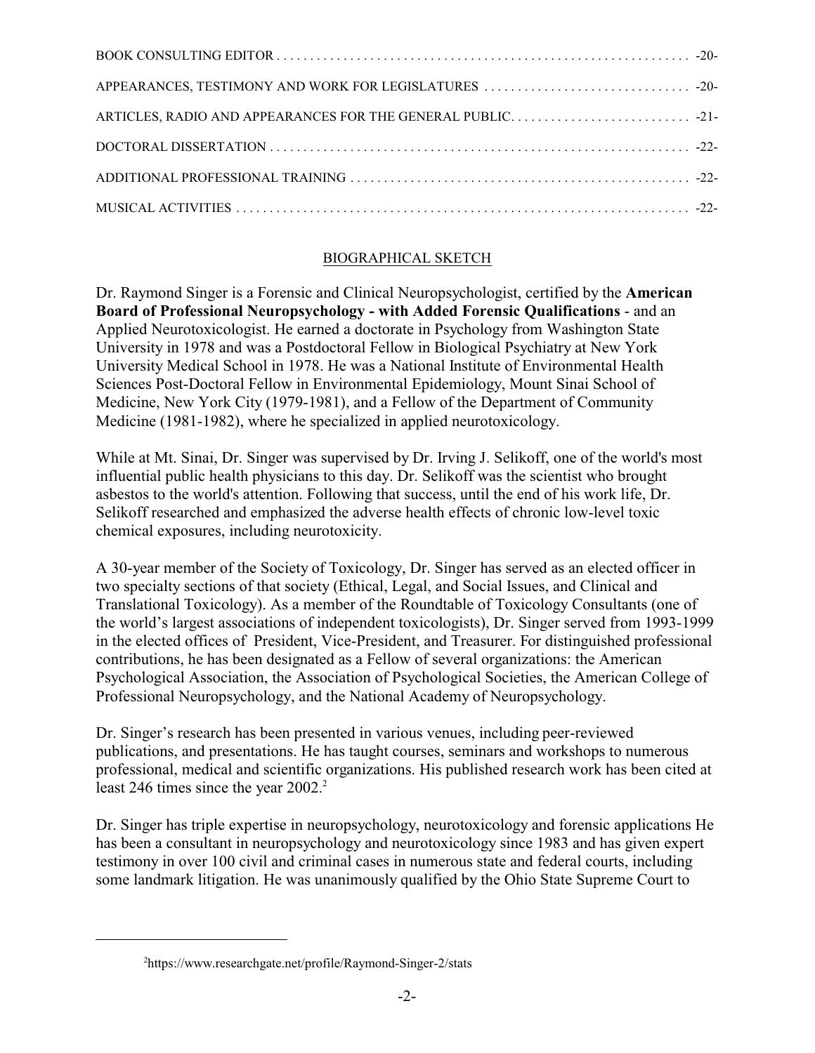BOOK CONSULTING EDITOR . . . . . . . . . . . . . . . . . . . . . . . . . . . . . . . . . . . . . . . . . . . . . . . . . . . . . . . . . . . . . -20-

APPEARANCES, TESTIMONY AND WORK FOR LEGISLATURES . . . . . . . . . . . . . . . . . . . . . . . . . . . . . . -20-

ARTICLES, RADIO AND APPEARANCES FOR THE GENERAL PUBLIC. . . . . . . . . . . . . . . . . . . . . . . . . . -21-

DOCTORAL DISSERTATION . . . . . . . . . . . . . . . . . . . . . . . . . . . . . . . . . . . . . . . . . . . . . . . . . . . . . . . . . . . . . . -22-

ADDITIONAL PROFESSIONAL TRAINING . . . . . . . . . . . . . . . . . . . . . . . . . . . . . . . . . . . . . . . . . . . . . . . . . . -22-

MUSICAL ACTIVITIES . . . . . . . . . . . . . . . . . . . . . . . . . . . . . . . . . . . . . . . . . . . . . . . . . . . . . . . . . . . . . . . . . . . -22-

## BIOGRAPHICAL SKETCH

Dr. Raymond Singer is a Forensic and Clinical Neuropsychologist, certified by the **American Board of Professional Neuropsychology - with Added Forensic Qualifications** - and an Applied Neurotoxicologist. He earned a doctorate in Psychology from Washington State University in 1978 and was a Postdoctoral Fellow in Biological Psychiatry at New York University Medical School in 1978. He was a National Institute of Environmental Health Sciences Post-Doctoral Fellow in Environmental Epidemiology, Mount Sinai School of Medicine, New York City (1979-1981), and a Fellow of the Department of Community Medicine (1981-1982), where he specialized in applied neurotoxicology.

While at Mt. Sinai, Dr. Singer was supervised by Dr. Irving J. Selikoff, one of the world's most influential public health physicians to this day. Dr. Selikoff was the scientist who brought asbestos to the world's attention. Following that success, until the end of his work life, Dr. Selikoff researched and emphasized the adverse health effects of chronic low-level toxic chemical exposures, including neurotoxicity.

A 30-year member of the Society of Toxicology, Dr. Singer has served as an elected officer in two specialty sections of that society (Ethical, Legal, and Social Issues, and Clinical and Translational Toxicology). As a member of the Roundtable of Toxicology Consultants (one of the world's largest associations of independent toxicologists), Dr. Singer served from 1993-1999 in the elected offices of President, Vice-President, and Treasurer. For distinguished professional contributions, he has been designated as a Fellow of several organizations: the American Psychological Association, the Association of Psychological Societies, the American College of Professional Neuropsychology, and the National Academy of Neuropsychology.

Dr. Singer's research has been presented in various venues, including peer-reviewed publications, and presentations. He has taught courses, seminars and workshops to numerous professional, medical and scientific organizations. His published research work has been cited at least 246 times since the year 2002.[2]

Dr. Singer has triple expertise in neuropsychology, neurotoxicology and forensic applications He has been a consultant in neuropsychology and neurotoxicology since 1983 and has given expert testimony in over 100 civil and criminal cases in numerous state and federal courts, including some landmark litigation. He was unanimously qualified by the Ohio State Supreme Court to

[2]https://www.researchgate.net/profile/Raymond-Singer-2/stats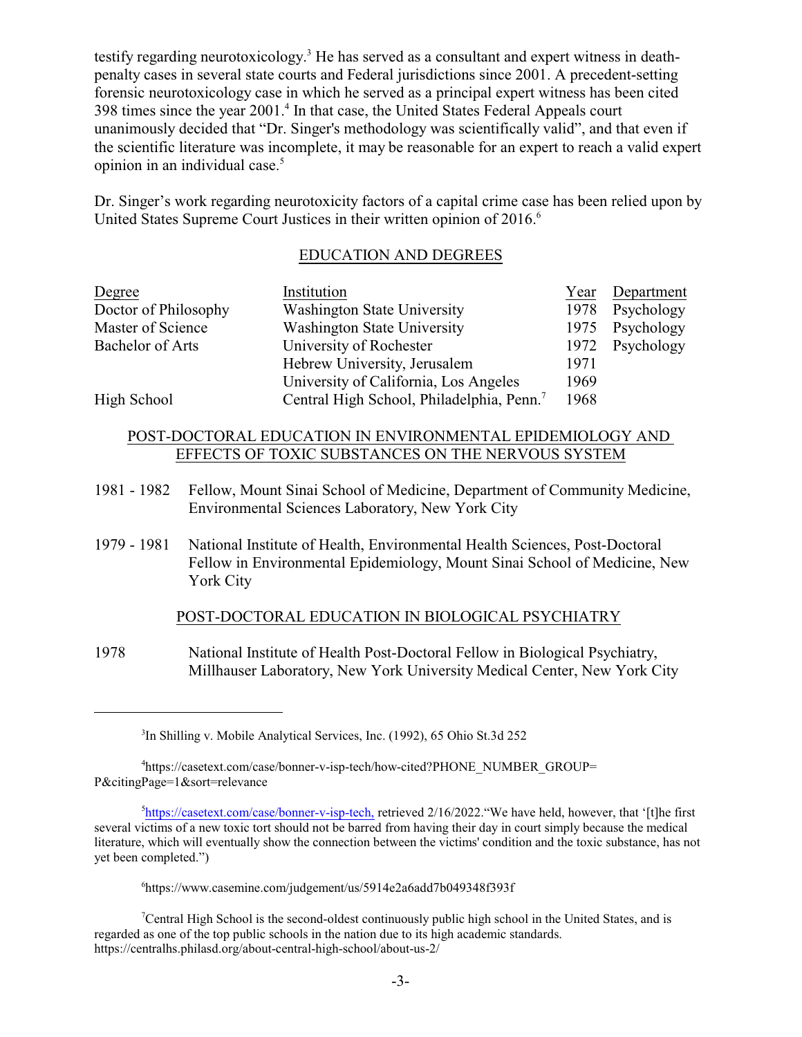testify regarding neurotoxicology.[3] He has served as a consultant and expert witness in death-penalty cases in several state courts and Federal jurisdictions since 2001. A precedent-setting forensic neurotoxicology case in which he served as a principal expert witness has been cited 398 times since the year 2001.[4] In that case, the United States Federal Appeals court unanimously decided that "Dr. Singer's methodology was scientifically valid", and that even if the scientific literature was incomplete, it may be reasonable for an expert to reach a valid expert opinion in an individual case.[5]

Dr. Singer's work regarding neurotoxicity factors of a capital crime case has been relied upon by United States Supreme Court Justices in their written opinion of 2016.[6]

## EDUCATION AND DEGREES

| Degree | Institution | Year | Department |
|---|---|---|---|
| Doctor of Philosophy | Washington State University | 1978 | Psychology |
| Master of Science | Washington State University | 1975 | Psychology |
| Bachelor of Arts | University of Rochester | 1972 | Psychology |
| | Hebrew University, Jerusalem | 1971 | |
| | University of California, Los Angeles | 1969 | |
| High School | Central High School, Philadelphia, Penn.[7] | 1968 | |

## POST-DOCTORAL EDUCATION IN ENVIRONMENTAL EPIDEMIOLOGY AND EFFECTS OF TOXIC SUBSTANCES ON THE NERVOUS SYSTEM

1981 - 1982 Fellow, Mount Sinai School of Medicine, Department of Community Medicine, Environmental Sciences Laboratory, New York City

1979 - 1981 National Institute of Health, Environmental Health Sciences, Post-Doctoral Fellow in Environmental Epidemiology, Mount Sinai School of Medicine, New York City

## POST-DOCTORAL EDUCATION IN BIOLOGICAL PSYCHIATRY

1978 National Institute of Health Post-Doctoral Fellow in Biological Psychiatry, Millhauser Laboratory, New York University Medical Center, New York City

---

[3] In Shilling v. Mobile Analytical Services, Inc. (1992), 65 Ohio St.3d 252

[4] https://casetext.com/case/bonner-v-isp-tech/how-cited?PHONE_NUMBER_GROUP=P&citingPage=1&sort=relevance

[5] https://casetext.com/case/bonner-v-isp-tech, retrieved 2/16/2022."We have held, however, that '[t]he first several victims of a new toxic tort should not be barred from having their day in court simply because the medical literature, which will eventually show the connection between the victims' condition and the toxic substance, has not yet been completed.")

[6] https://www.casemine.com/judgement/us/5914e2a6add7b049348f393f

[7] Central High School is the second-oldest continuously public high school in the United States, and is regarded as one of the top public schools in the nation due to its high academic standards. https://centralhs.philasd.org/about-central-high-school/about-us-2/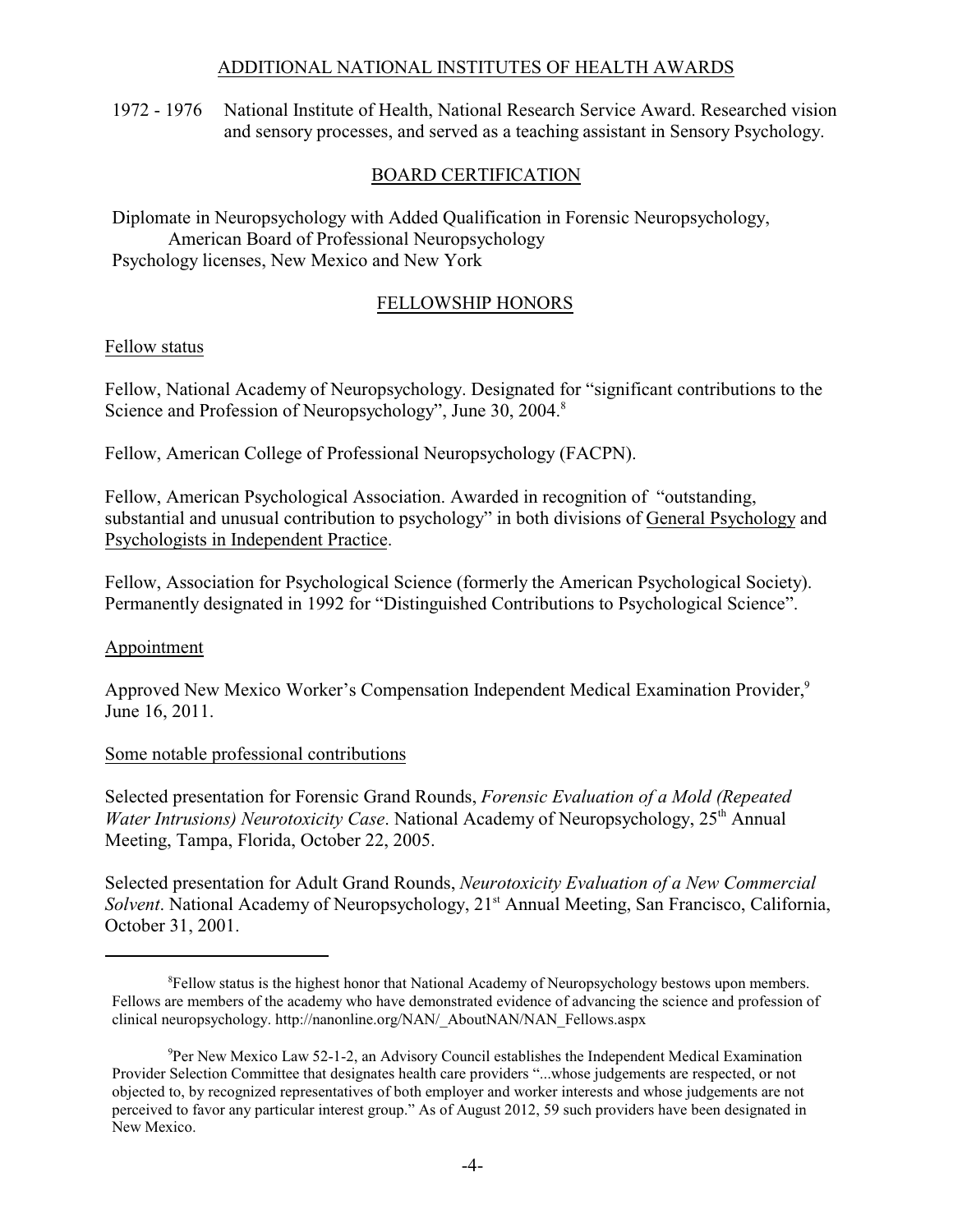## ADDITIONAL NATIONAL INSTITUTES OF HEALTH AWARDS

1972 - 1976 National Institute of Health, National Research Service Award. Researched vision and sensory processes, and served as a teaching assistant in Sensory Psychology.

## BOARD CERTIFICATION

Diplomate in Neuropsychology with Added Qualification in Forensic Neuropsychology, American Board of Professional Neuropsychology
Psychology licenses, New Mexico and New York

## FELLOWSHIP HONORS

### Fellow status

Fellow, National Academy of Neuropsychology. Designated for "significant contributions to the Science and Profession of Neuropsychology", June 30, 2004.[8]

Fellow, American College of Professional Neuropsychology (FACPN).

Fellow, American Psychological Association. Awarded in recognition of "outstanding, substantial and unusual contribution to psychology" in both divisions of General Psychology and Psychologists in Independent Practice.

Fellow, Association for Psychological Science (formerly the American Psychological Society). Permanently designated in 1992 for "Distinguished Contributions to Psychological Science".

### Appointment

Approved New Mexico Worker's Compensation Independent Medical Examination Provider,[9] June 16, 2011.

### Some notable professional contributions

Selected presentation for Forensic Grand Rounds, *Forensic Evaluation of a Mold (Repeated Water Intrusions) Neurotoxicity Case*. National Academy of Neuropsychology, 25th Annual Meeting, Tampa, Florida, October 22, 2005.

Selected presentation for Adult Grand Rounds, *Neurotoxicity Evaluation of a New Commercial Solvent*. National Academy of Neuropsychology, 21st Annual Meeting, San Francisco, California, October 31, 2001.

---

[8] Fellow status is the highest honor that National Academy of Neuropsychology bestows upon members. Fellows are members of the academy who have demonstrated evidence of advancing the science and profession of clinical neuropsychology. http://nanonline.org/NAN/_AboutNAN/NAN_Fellows.aspx

[9] Per New Mexico Law 52-1-2, an Advisory Council establishes the Independent Medical Examination Provider Selection Committee that designates health care providers "...whose judgements are respected, or not objected to, by recognized representatives of both employer and worker interests and whose judgements are not perceived to favor any particular interest group." As of August 2012, 59 such providers have been designated in New Mexico.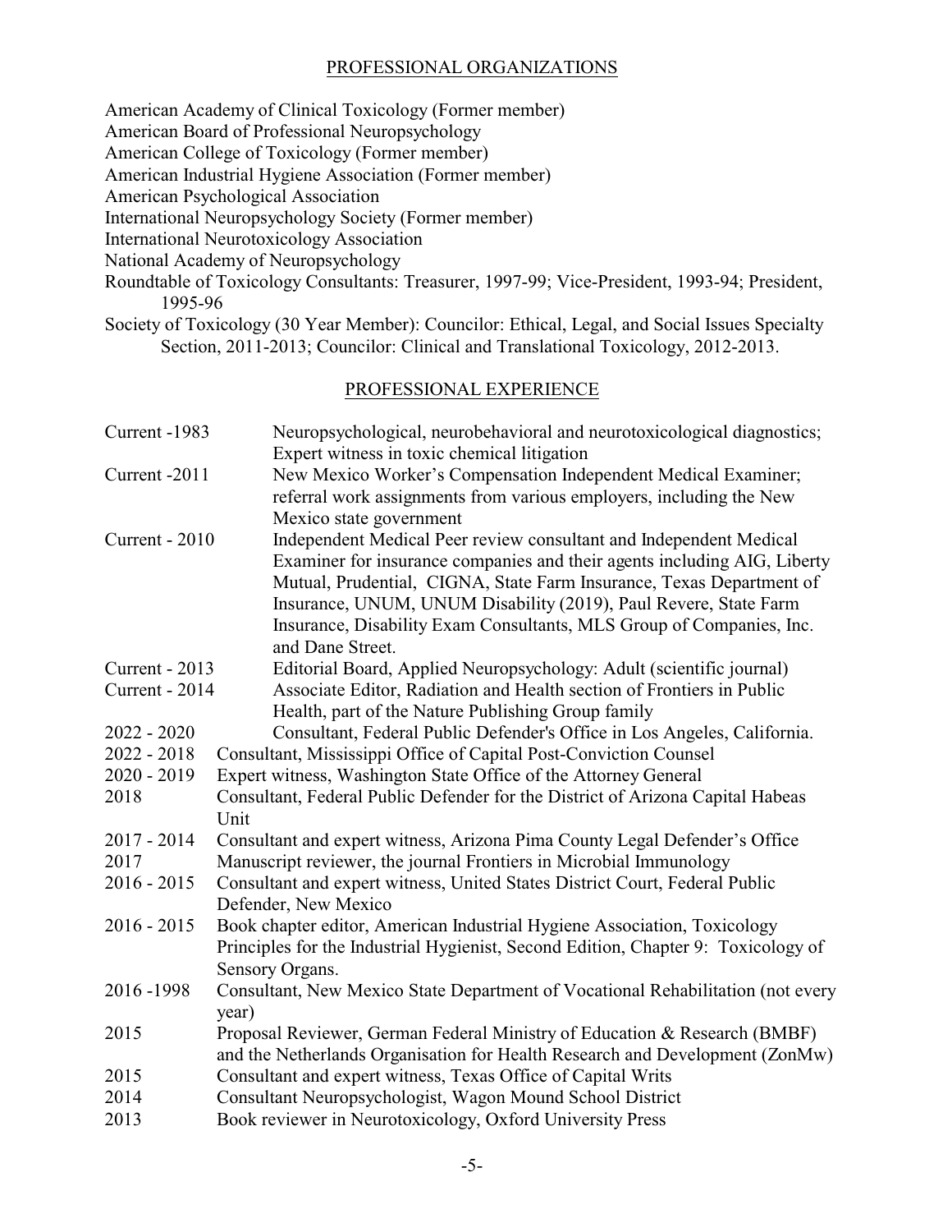## PROFESSIONAL ORGANIZATIONS

American Academy of Clinical Toxicology (Former member)
American Board of Professional Neuropsychology
American College of Toxicology (Former member)
American Industrial Hygiene Association (Former member)
American Psychological Association
International Neuropsychology Society (Former member)
International Neurotoxicology Association
National Academy of Neuropsychology
Roundtable of Toxicology Consultants: Treasurer, 1997-99; Vice-President, 1993-94; President, 1995-96
Society of Toxicology (30 Year Member): Councilor: Ethical, Legal, and Social Issues Specialty Section, 2011-2013; Councilor: Clinical and Translational Toxicology, 2012-2013.

## PROFESSIONAL EXPERIENCE

| | |
|---|---|
| Current -1983 | Neuropsychological, neurobehavioral and neurotoxicological diagnostics; Expert witness in toxic chemical litigation |
| Current -2011 | New Mexico Worker's Compensation Independent Medical Examiner; referral work assignments from various employers, including the New Mexico state government |
| Current - 2010 | Independent Medical Peer review consultant and Independent Medical Examiner for insurance companies and their agents including AIG, Liberty Mutual, Prudential, CIGNA, State Farm Insurance, Texas Department of Insurance, UNUM, UNUM Disability (2019), Paul Revere, State Farm Insurance, Disability Exam Consultants, MLS Group of Companies, Inc. and Dane Street. |
| Current - 2013 | Editorial Board, Applied Neuropsychology: Adult (scientific journal) |
| Current - 2014 | Associate Editor, Radiation and Health section of Frontiers in Public Health, part of the Nature Publishing Group family |
| 2022 - 2020 | Consultant, Federal Public Defender's Office in Los Angeles, California. |
| 2022 - 2018 | Consultant, Mississippi Office of Capital Post-Conviction Counsel |
| 2020 - 2019 | Expert witness, Washington State Office of the Attorney General |
| 2018 | Consultant, Federal Public Defender for the District of Arizona Capital Habeas Unit |
| 2017 - 2014 | Consultant and expert witness, Arizona Pima County Legal Defender's Office |
| 2017 | Manuscript reviewer, the journal Frontiers in Microbial Immunology |
| 2016 - 2015 | Consultant and expert witness, United States District Court, Federal Public Defender, New Mexico |
| 2016 - 2015 | Book chapter editor, American Industrial Hygiene Association, Toxicology Principles for the Industrial Hygienist, Second Edition, Chapter 9: Toxicology of Sensory Organs. |
| 2016 -1998 | Consultant, New Mexico State Department of Vocational Rehabilitation (not every year) |
| 2015 | Proposal Reviewer, German Federal Ministry of Education & Research (BMBF) and the Netherlands Organisation for Health Research and Development (ZonMw) |
| 2015 | Consultant and expert witness, Texas Office of Capital Writs |
| 2014 | Consultant Neuropsychologist, Wagon Mound School District |
| 2013 | Book reviewer in Neurotoxicology, Oxford University Press |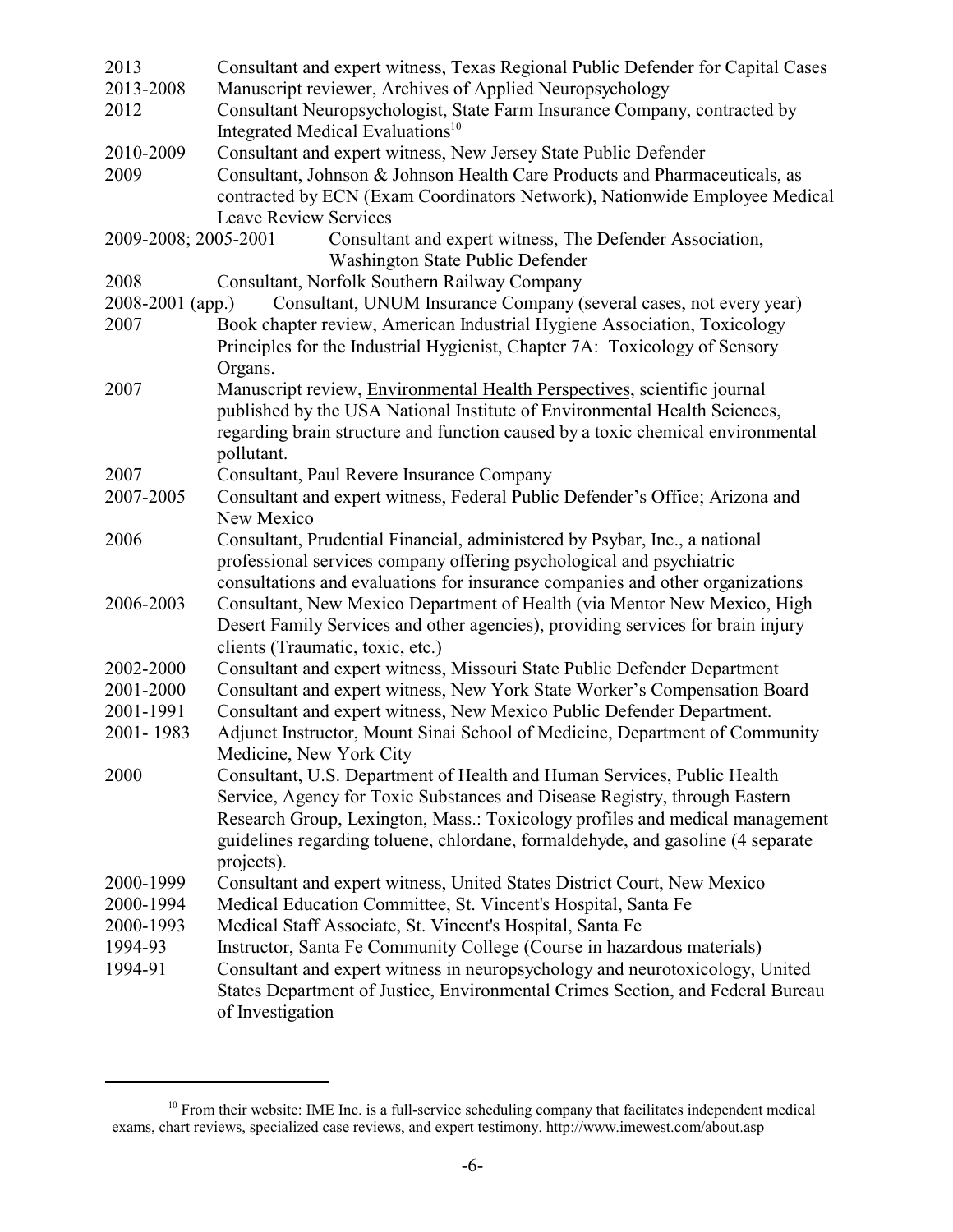| | |
|---|---|
| 2013 | Consultant and expert witness, Texas Regional Public Defender for Capital Cases |
| 2013-2008 | Manuscript reviewer, Archives of Applied Neuropsychology |
| 2012 | Consultant Neuropsychologist, State Farm Insurance Company, contracted by Integrated Medical Evaluations[10] |
| 2010-2009 | Consultant and expert witness, New Jersey State Public Defender |
| 2009 | Consultant, Johnson & Johnson Health Care Products and Pharmaceuticals, as contracted by ECN (Exam Coordinators Network), Nationwide Employee Medical Leave Review Services |
| 2009-2008; 2005-2001 | Consultant and expert witness, The Defender Association, Washington State Public Defender |
| 2008 | Consultant, Norfolk Southern Railway Company |
| 2008-2001 (app.) | Consultant, UNUM Insurance Company (several cases, not every year) |
| 2007 | Book chapter review, American Industrial Hygiene Association, Toxicology Principles for the Industrial Hygienist, Chapter 7A: Toxicology of Sensory Organs. |
| 2007 | Manuscript review, Environmental Health Perspectives, scientific journal published by the USA National Institute of Environmental Health Sciences, regarding brain structure and function caused by a toxic chemical environmental pollutant. |
| 2007 | Consultant, Paul Revere Insurance Company |
| 2007-2005 | Consultant and expert witness, Federal Public Defender's Office; Arizona and New Mexico |
| 2006 | Consultant, Prudential Financial, administered by Psybar, Inc., a national professional services company offering psychological and psychiatric consultations and evaluations for insurance companies and other organizations |
| 2006-2003 | Consultant, New Mexico Department of Health (via Mentor New Mexico, High Desert Family Services and other agencies), providing services for brain injury clients (Traumatic, toxic, etc.) |
| 2002-2000 | Consultant and expert witness, Missouri State Public Defender Department |
| 2001-2000 | Consultant and expert witness, New York State Worker's Compensation Board |
| 2001-1991 | Consultant and expert witness, New Mexico Public Defender Department. |
| 2001- 1983 | Adjunct Instructor, Mount Sinai School of Medicine, Department of Community Medicine, New York City |
| 2000 | Consultant, U.S. Department of Health and Human Services, Public Health Service, Agency for Toxic Substances and Disease Registry, through Eastern Research Group, Lexington, Mass.: Toxicology profiles and medical management guidelines regarding toluene, chlordane, formaldehyde, and gasoline (4 separate projects). |
| 2000-1999 | Consultant and expert witness, United States District Court, New Mexico |
| 2000-1994 | Medical Education Committee, St. Vincent's Hospital, Santa Fe |
| 2000-1993 | Medical Staff Associate, St. Vincent's Hospital, Santa Fe |
| 1994-93 | Instructor, Santa Fe Community College (Course in hazardous materials) |
| 1994-91 | Consultant and expert witness in neuropsychology and neurotoxicology, United States Department of Justice, Environmental Crimes Section, and Federal Bureau of Investigation |

[10] From their website: IME Inc. is a full-service scheduling company that facilitates independent medical exams, chart reviews, specialized case reviews, and expert testimony. http://www.imewest.com/about.asp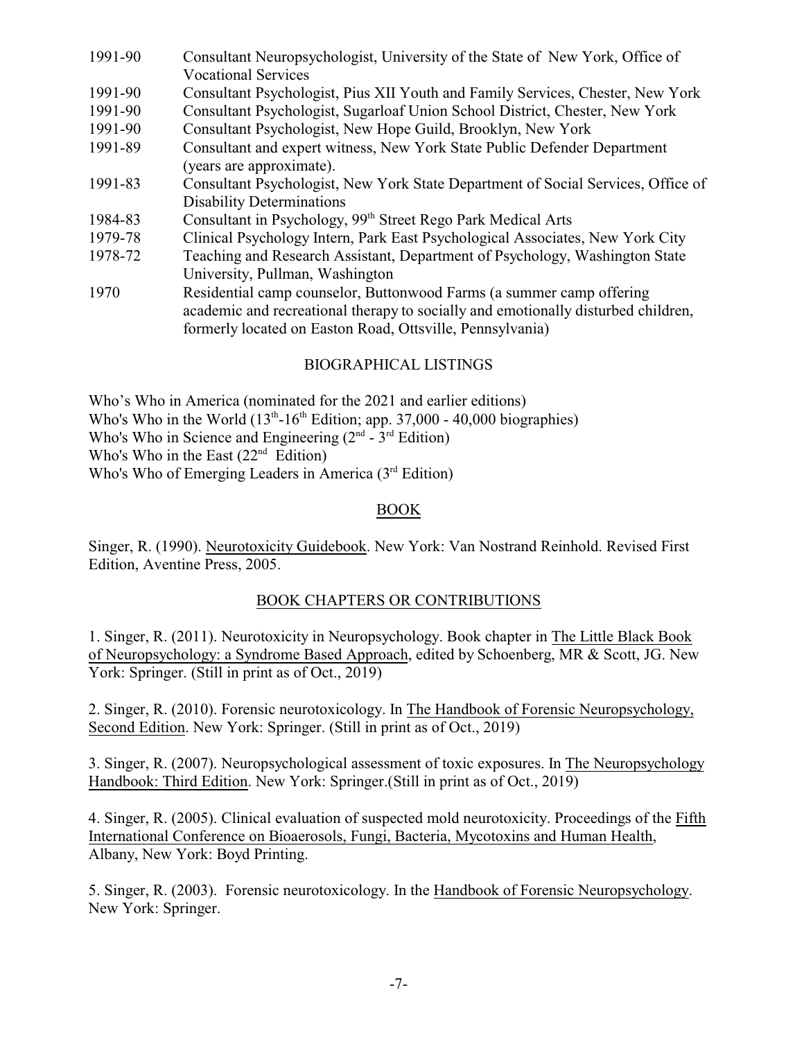1991-90 Consultant Neuropsychologist, University of the State of New York, Office of Vocational Services

1991-90 Consultant Psychologist, Pius XII Youth and Family Services, Chester, New York

1991-90 Consultant Psychologist, Sugarloaf Union School District, Chester, New York

1991-90 Consultant Psychologist, New Hope Guild, Brooklyn, New York

1991-89 Consultant and expert witness, New York State Public Defender Department (years are approximate).

1991-83 Consultant Psychologist, New York State Department of Social Services, Office of Disability Determinations

1984-83 Consultant in Psychology, 99th Street Rego Park Medical Arts

1979-78 Clinical Psychology Intern, Park East Psychological Associates, New York City

1978-72 Teaching and Research Assistant, Department of Psychology, Washington State University, Pullman, Washington

1970 Residential camp counselor, Buttonwood Farms (a summer camp offering academic and recreational therapy to socially and emotionally disturbed children, formerly located on Easton Road, Ottsville, Pennsylvania)

## BIOGRAPHICAL LISTINGS

Who's Who in America (nominated for the 2021 and earlier editions)
Who's Who in the World (13th-16th Edition; app. 37,000 - 40,000 biographies)
Who's Who in Science and Engineering (2nd - 3rd Edition)
Who's Who in the East (22nd Edition)
Who's Who of Emerging Leaders in America (3rd Edition)

## BOOK

Singer, R. (1990). Neurotoxicity Guidebook. New York: Van Nostrand Reinhold. Revised First Edition, Aventine Press, 2005.

## BOOK CHAPTERS OR CONTRIBUTIONS

1. Singer, R. (2011). Neurotoxicity in Neuropsychology. Book chapter in The Little Black Book of Neuropsychology: a Syndrome Based Approach, edited by Schoenberg, MR & Scott, JG. New York: Springer. (Still in print as of Oct., 2019)

2. Singer, R. (2010). Forensic neurotoxicology. In The Handbook of Forensic Neuropsychology, Second Edition. New York: Springer. (Still in print as of Oct., 2019)

3. Singer, R. (2007). Neuropsychological assessment of toxic exposures. In The Neuropsychology Handbook: Third Edition. New York: Springer.(Still in print as of Oct., 2019)

4. Singer, R. (2005). Clinical evaluation of suspected mold neurotoxicity. Proceedings of the Fifth International Conference on Bioaerosols, Fungi, Bacteria, Mycotoxins and Human Health, Albany, New York: Boyd Printing.

5. Singer, R. (2003). Forensic neurotoxicology. In the Handbook of Forensic Neuropsychology. New York: Springer.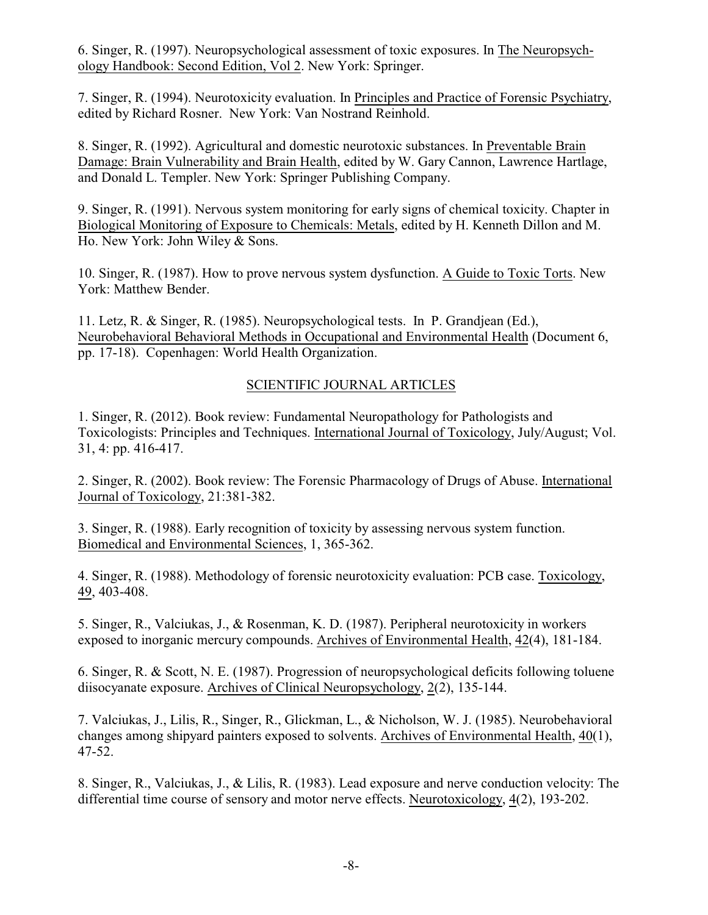6. Singer, R. (1997). Neuropsychological assessment of toxic exposures. In The Neuropsychology Handbook: Second Edition, Vol 2. New York: Springer.

7. Singer, R. (1994). Neurotoxicity evaluation. In Principles and Practice of Forensic Psychiatry, edited by Richard Rosner. New York: Van Nostrand Reinhold.

8. Singer, R. (1992). Agricultural and domestic neurotoxic substances. In Preventable Brain Damage: Brain Vulnerability and Brain Health, edited by W. Gary Cannon, Lawrence Hartlage, and Donald L. Templer. New York: Springer Publishing Company.

9. Singer, R. (1991). Nervous system monitoring for early signs of chemical toxicity. Chapter in Biological Monitoring of Exposure to Chemicals: Metals, edited by H. Kenneth Dillon and M. Ho. New York: John Wiley & Sons.

10. Singer, R. (1987). How to prove nervous system dysfunction. A Guide to Toxic Torts. New York: Matthew Bender.

11. Letz, R. & Singer, R. (1985). Neuropsychological tests. In P. Grandjean (Ed.), Neurobehavioral Behavioral Methods in Occupational and Environmental Health (Document 6, pp. 17-18). Copenhagen: World Health Organization.

## SCIENTIFIC JOURNAL ARTICLES

1. Singer, R. (2012). Book review: Fundamental Neuropathology for Pathologists and Toxicologists: Principles and Techniques. International Journal of Toxicology, July/August; Vol. 31, 4: pp. 416-417.

2. Singer, R. (2002). Book review: The Forensic Pharmacology of Drugs of Abuse. International Journal of Toxicology, 21:381-382.

3. Singer, R. (1988). Early recognition of toxicity by assessing nervous system function. Biomedical and Environmental Sciences, 1, 365-362.

4. Singer, R. (1988). Methodology of forensic neurotoxicity evaluation: PCB case. Toxicology, 49, 403-408.

5. Singer, R., Valciukas, J., & Rosenman, K. D. (1987). Peripheral neurotoxicity in workers exposed to inorganic mercury compounds. Archives of Environmental Health, 42(4), 181-184.

6. Singer, R. & Scott, N. E. (1987). Progression of neuropsychological deficits following toluene diisocyanate exposure. Archives of Clinical Neuropsychology, 2(2), 135-144.

7. Valciukas, J., Lilis, R., Singer, R., Glickman, L., & Nicholson, W. J. (1985). Neurobehavioral changes among shipyard painters exposed to solvents. Archives of Environmental Health, 40(1), 47-52.

8. Singer, R., Valciukas, J., & Lilis, R. (1983). Lead exposure and nerve conduction velocity: The differential time course of sensory and motor nerve effects. Neurotoxicology, 4(2), 193-202.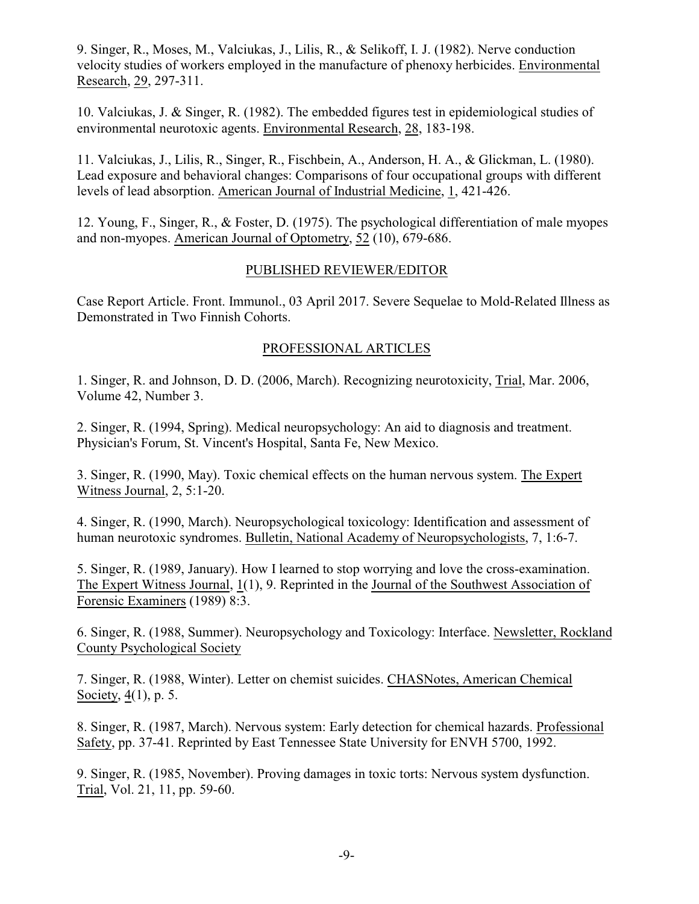9. Singer, R., Moses, M., Valciukas, J., Lilis, R., & Selikoff, I. J. (1982). Nerve conduction velocity studies of workers employed in the manufacture of phenoxy herbicides. Environmental Research, 29, 297-311.

10. Valciukas, J. & Singer, R. (1982). The embedded figures test in epidemiological studies of environmental neurotoxic agents. Environmental Research, 28, 183-198.

11. Valciukas, J., Lilis, R., Singer, R., Fischbein, A., Anderson, H. A., & Glickman, L. (1980). Lead exposure and behavioral changes: Comparisons of four occupational groups with different levels of lead absorption. American Journal of Industrial Medicine, 1, 421-426.

12. Young, F., Singer, R., & Foster, D. (1975). The psychological differentiation of male myopes and non-myopes. American Journal of Optometry, 52 (10), 679-686.

## PUBLISHED REVIEWER/EDITOR

Case Report Article. Front. Immunol., 03 April 2017. Severe Sequelae to Mold-Related Illness as Demonstrated in Two Finnish Cohorts.

## PROFESSIONAL ARTICLES

1. Singer, R. and Johnson, D. D. (2006, March). Recognizing neurotoxicity, Trial, Mar. 2006, Volume 42, Number 3.

2. Singer, R. (1994, Spring). Medical neuropsychology: An aid to diagnosis and treatment. Physician's Forum, St. Vincent's Hospital, Santa Fe, New Mexico.

3. Singer, R. (1990, May). Toxic chemical effects on the human nervous system. The Expert Witness Journal, 2, 5:1-20.

4. Singer, R. (1990, March). Neuropsychological toxicology: Identification and assessment of human neurotoxic syndromes. Bulletin, National Academy of Neuropsychologists, 7, 1:6-7.

5. Singer, R. (1989, January). How I learned to stop worrying and love the cross-examination. The Expert Witness Journal, 1(1), 9. Reprinted in the Journal of the Southwest Association of Forensic Examiners (1989) 8:3.

6. Singer, R. (1988, Summer). Neuropsychology and Toxicology: Interface. Newsletter, Rockland County Psychological Society

7. Singer, R. (1988, Winter). Letter on chemist suicides. CHASNotes, American Chemical Society, 4(1), p. 5.

8. Singer, R. (1987, March). Nervous system: Early detection for chemical hazards. Professional Safety, pp. 37-41. Reprinted by East Tennessee State University for ENVH 5700, 1992.

9. Singer, R. (1985, November). Proving damages in toxic torts: Nervous system dysfunction. Trial, Vol. 21, 11, pp. 59-60.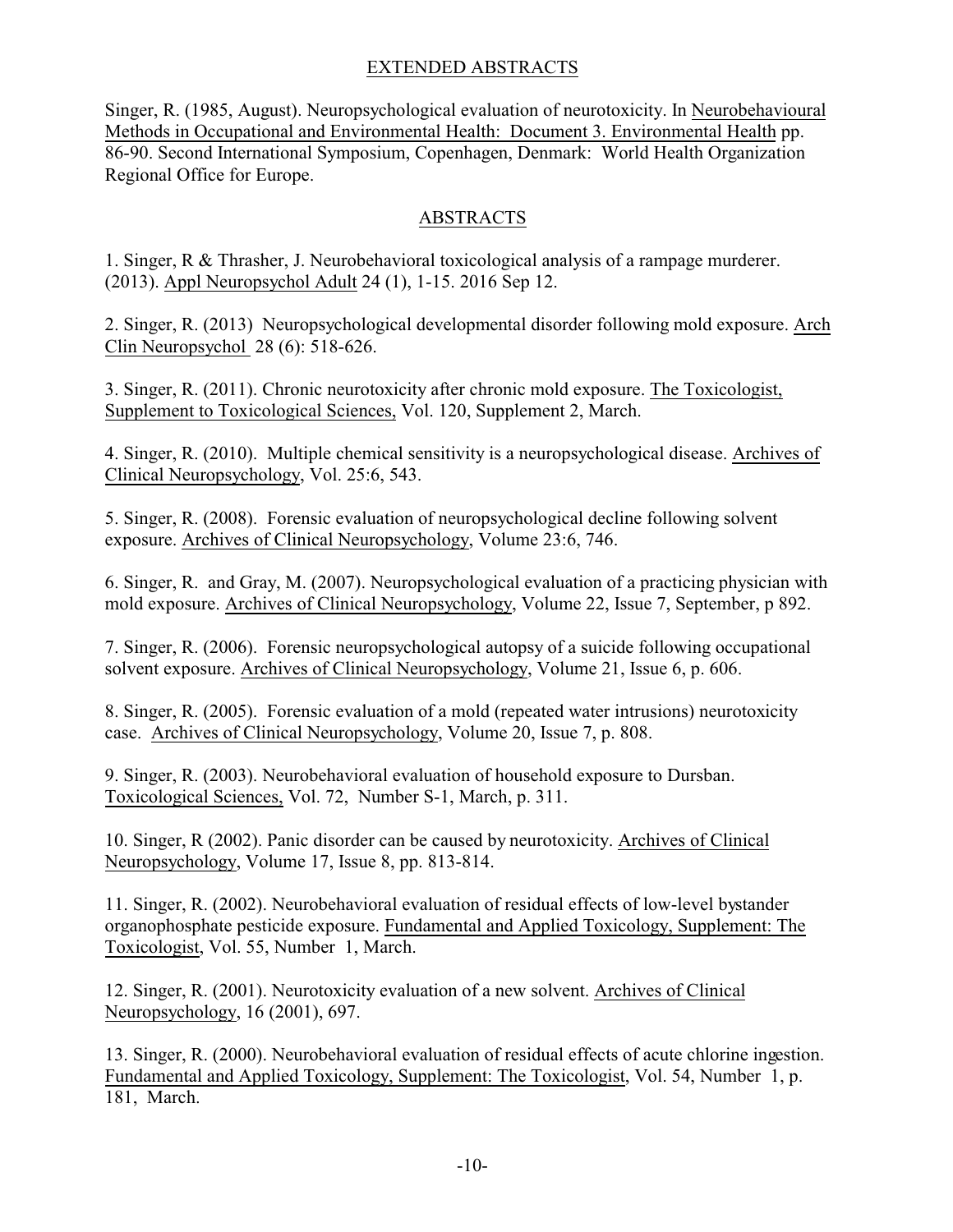## EXTENDED ABSTRACTS

Singer, R. (1985, August). Neuropsychological evaluation of neurotoxicity. In Neurobehavioural Methods in Occupational and Environmental Health: Document 3. Environmental Health pp. 86-90. Second International Symposium, Copenhagen, Denmark: World Health Organization Regional Office for Europe.

## ABSTRACTS

1. Singer, R & Thrasher, J. Neurobehavioral toxicological analysis of a rampage murderer. (2013). Appl Neuropsychol Adult 24 (1), 1-15. 2016 Sep 12.

2. Singer, R. (2013) Neuropsychological developmental disorder following mold exposure. Arch Clin Neuropsychol 28 (6): 518-626.

3. Singer, R. (2011). Chronic neurotoxicity after chronic mold exposure. The Toxicologist, Supplement to Toxicological Sciences, Vol. 120, Supplement 2, March.

4. Singer, R. (2010). Multiple chemical sensitivity is a neuropsychological disease. Archives of Clinical Neuropsychology, Vol. 25:6, 543.

5. Singer, R. (2008). Forensic evaluation of neuropsychological decline following solvent exposure. Archives of Clinical Neuropsychology, Volume 23:6, 746.

6. Singer, R. and Gray, M. (2007). Neuropsychological evaluation of a practicing physician with mold exposure. Archives of Clinical Neuropsychology, Volume 22, Issue 7, September, p 892.

7. Singer, R. (2006). Forensic neuropsychological autopsy of a suicide following occupational solvent exposure. Archives of Clinical Neuropsychology, Volume 21, Issue 6, p. 606.

8. Singer, R. (2005). Forensic evaluation of a mold (repeated water intrusions) neurotoxicity case. Archives of Clinical Neuropsychology, Volume 20, Issue 7, p. 808.

9. Singer, R. (2003). Neurobehavioral evaluation of household exposure to Dursban. Toxicological Sciences, Vol. 72, Number S-1, March, p. 311.

10. Singer, R (2002). Panic disorder can be caused by neurotoxicity. Archives of Clinical Neuropsychology, Volume 17, Issue 8, pp. 813-814.

11. Singer, R. (2002). Neurobehavioral evaluation of residual effects of low-level bystander organophosphate pesticide exposure. Fundamental and Applied Toxicology, Supplement: The Toxicologist, Vol. 55, Number 1, March.

12. Singer, R. (2001). Neurotoxicity evaluation of a new solvent. Archives of Clinical Neuropsychology, 16 (2001), 697.

13. Singer, R. (2000). Neurobehavioral evaluation of residual effects of acute chlorine ingestion. Fundamental and Applied Toxicology, Supplement: The Toxicologist, Vol. 54, Number 1, p. 181, March.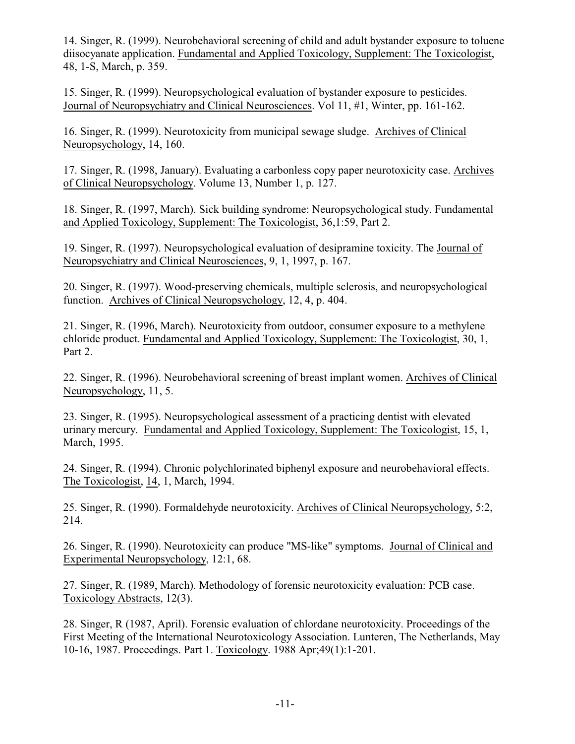14. Singer, R. (1999). Neurobehavioral screening of child and adult bystander exposure to toluene diisocyanate application. Fundamental and Applied Toxicology, Supplement: The Toxicologist, 48, 1-S, March, p. 359.

15. Singer, R. (1999). Neuropsychological evaluation of bystander exposure to pesticides. Journal of Neuropsychiatry and Clinical Neurosciences. Vol 11, #1, Winter, pp. 161-162.

16. Singer, R. (1999). Neurotoxicity from municipal sewage sludge. Archives of Clinical Neuropsychology, 14, 160.

17. Singer, R. (1998, January). Evaluating a carbonless copy paper neurotoxicity case. Archives of Clinical Neuropsychology. Volume 13, Number 1, p. 127.

18. Singer, R. (1997, March). Sick building syndrome: Neuropsychological study. Fundamental and Applied Toxicology, Supplement: The Toxicologist, 36,1:59, Part 2.

19. Singer, R. (1997). Neuropsychological evaluation of desipramine toxicity. The Journal of Neuropsychiatry and Clinical Neurosciences, 9, 1, 1997, p. 167.

20. Singer, R. (1997). Wood-preserving chemicals, multiple sclerosis, and neuropsychological function. Archives of Clinical Neuropsychology, 12, 4, p. 404.

21. Singer, R. (1996, March). Neurotoxicity from outdoor, consumer exposure to a methylene chloride product. Fundamental and Applied Toxicology, Supplement: The Toxicologist, 30, 1, Part 2.

22. Singer, R. (1996). Neurobehavioral screening of breast implant women. Archives of Clinical Neuropsychology, 11, 5.

23. Singer, R. (1995). Neuropsychological assessment of a practicing dentist with elevated urinary mercury. Fundamental and Applied Toxicology, Supplement: The Toxicologist, 15, 1, March, 1995.

24. Singer, R. (1994). Chronic polychlorinated biphenyl exposure and neurobehavioral effects. The Toxicologist, 14, 1, March, 1994.

25. Singer, R. (1990). Formaldehyde neurotoxicity. Archives of Clinical Neuropsychology, 5:2, 214.

26. Singer, R. (1990). Neurotoxicity can produce "MS-like" symptoms. Journal of Clinical and Experimental Neuropsychology, 12:1, 68.

27. Singer, R. (1989, March). Methodology of forensic neurotoxicity evaluation: PCB case. Toxicology Abstracts, 12(3).

28. Singer, R (1987, April). Forensic evaluation of chlordane neurotoxicity. Proceedings of the First Meeting of the International Neurotoxicology Association. Lunteren, The Netherlands, May 10-16, 1987. Proceedings. Part 1. Toxicology. 1988 Apr;49(1):1-201.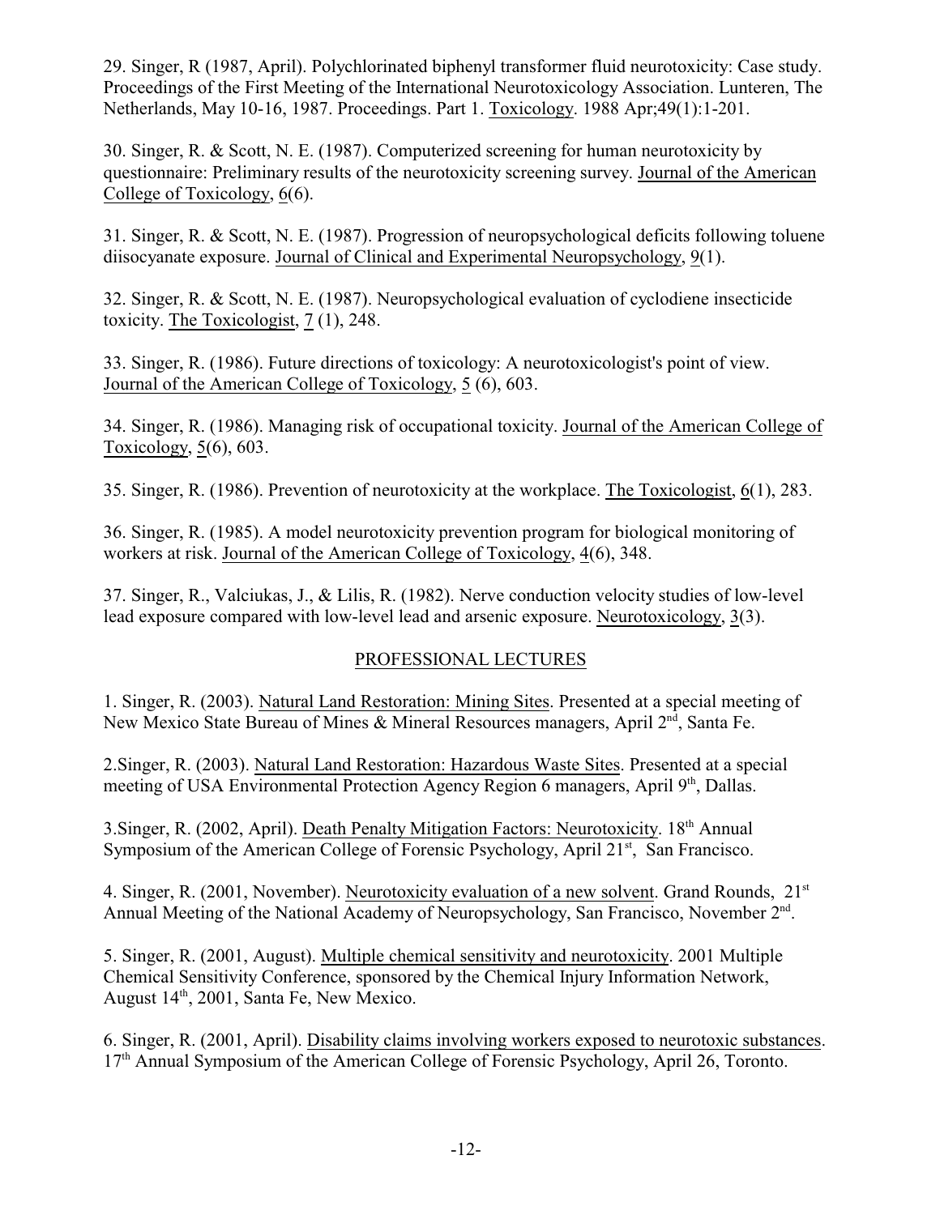29. Singer, R (1987, April). Polychlorinated biphenyl transformer fluid neurotoxicity: Case study. Proceedings of the First Meeting of the International Neurotoxicology Association. Lunteren, The Netherlands, May 10-16, 1987. Proceedings. Part 1. Toxicology. 1988 Apr;49(1):1-201.

30. Singer, R. & Scott, N. E. (1987). Computerized screening for human neurotoxicity by questionnaire: Preliminary results of the neurotoxicity screening survey. Journal of the American College of Toxicology, 6(6).

31. Singer, R. & Scott, N. E. (1987). Progression of neuropsychological deficits following toluene diisocyanate exposure. Journal of Clinical and Experimental Neuropsychology, 9(1).

32. Singer, R. & Scott, N. E. (1987). Neuropsychological evaluation of cyclodiene insecticide toxicity. The Toxicologist, 7 (1), 248.

33. Singer, R. (1986). Future directions of toxicology: A neurotoxicologist's point of view. Journal of the American College of Toxicology, 5 (6), 603.

34. Singer, R. (1986). Managing risk of occupational toxicity. Journal of the American College of Toxicology, 5(6), 603.

35. Singer, R. (1986). Prevention of neurotoxicity at the workplace. The Toxicologist, 6(1), 283.

36. Singer, R. (1985). A model neurotoxicity prevention program for biological monitoring of workers at risk. Journal of the American College of Toxicology, 4(6), 348.

37. Singer, R., Valciukas, J., & Lilis, R. (1982). Nerve conduction velocity studies of low-level lead exposure compared with low-level lead and arsenic exposure. Neurotoxicology, 3(3).

## PROFESSIONAL LECTURES

1. Singer, R. (2003). Natural Land Restoration: Mining Sites. Presented at a special meeting of New Mexico State Bureau of Mines & Mineral Resources managers, April 2nd, Santa Fe.

2.Singer, R. (2003). Natural Land Restoration: Hazardous Waste Sites. Presented at a special meeting of USA Environmental Protection Agency Region 6 managers, April 9th, Dallas.

3.Singer, R. (2002, April). Death Penalty Mitigation Factors: Neurotoxicity. 18th Annual Symposium of the American College of Forensic Psychology, April 21st, San Francisco.

4. Singer, R. (2001, November). Neurotoxicity evaluation of a new solvent. Grand Rounds, 21st Annual Meeting of the National Academy of Neuropsychology, San Francisco, November 2nd.

5. Singer, R. (2001, August). Multiple chemical sensitivity and neurotoxicity. 2001 Multiple Chemical Sensitivity Conference, sponsored by the Chemical Injury Information Network, August 14th, 2001, Santa Fe, New Mexico.

6. Singer, R. (2001, April). Disability claims involving workers exposed to neurotoxic substances. 17th Annual Symposium of the American College of Forensic Psychology, April 26, Toronto.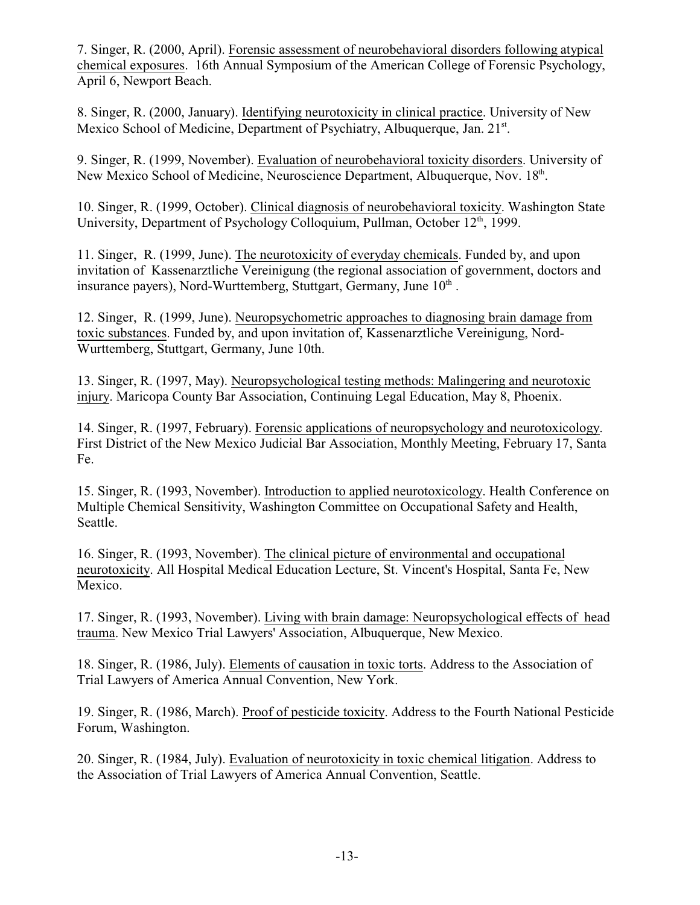7. Singer, R. (2000, April). Forensic assessment of neurobehavioral disorders following atypical chemical exposures. 16th Annual Symposium of the American College of Forensic Psychology, April 6, Newport Beach.

8. Singer, R. (2000, January). Identifying neurotoxicity in clinical practice. University of New Mexico School of Medicine, Department of Psychiatry, Albuquerque, Jan. 21st.

9. Singer, R. (1999, November). Evaluation of neurobehavioral toxicity disorders. University of New Mexico School of Medicine, Neuroscience Department, Albuquerque, Nov. 18th.

10. Singer, R. (1999, October). Clinical diagnosis of neurobehavioral toxicity. Washington State University, Department of Psychology Colloquium, Pullman, October 12th, 1999.

11. Singer, R. (1999, June). The neurotoxicity of everyday chemicals. Funded by, and upon invitation of Kassenarztliche Vereinigung (the regional association of government, doctors and insurance payers), Nord-Wurttemberg, Stuttgart, Germany, June 10th .

12. Singer, R. (1999, June). Neuropsychometric approaches to diagnosing brain damage from toxic substances. Funded by, and upon invitation of, Kassenarztliche Vereinigung, Nord-Wurttemberg, Stuttgart, Germany, June 10th.

13. Singer, R. (1997, May). Neuropsychological testing methods: Malingering and neurotoxic injury. Maricopa County Bar Association, Continuing Legal Education, May 8, Phoenix.

14. Singer, R. (1997, February). Forensic applications of neuropsychology and neurotoxicology. First District of the New Mexico Judicial Bar Association, Monthly Meeting, February 17, Santa Fe.

15. Singer, R. (1993, November). Introduction to applied neurotoxicology. Health Conference on Multiple Chemical Sensitivity, Washington Committee on Occupational Safety and Health, Seattle.

16. Singer, R. (1993, November). The clinical picture of environmental and occupational neurotoxicity. All Hospital Medical Education Lecture, St. Vincent's Hospital, Santa Fe, New Mexico.

17. Singer, R. (1993, November). Living with brain damage: Neuropsychological effects of head trauma. New Mexico Trial Lawyers' Association, Albuquerque, New Mexico.

18. Singer, R. (1986, July). Elements of causation in toxic torts. Address to the Association of Trial Lawyers of America Annual Convention, New York.

19. Singer, R. (1986, March). Proof of pesticide toxicity. Address to the Fourth National Pesticide Forum, Washington.

20. Singer, R. (1984, July). Evaluation of neurotoxicity in toxic chemical litigation. Address to the Association of Trial Lawyers of America Annual Convention, Seattle.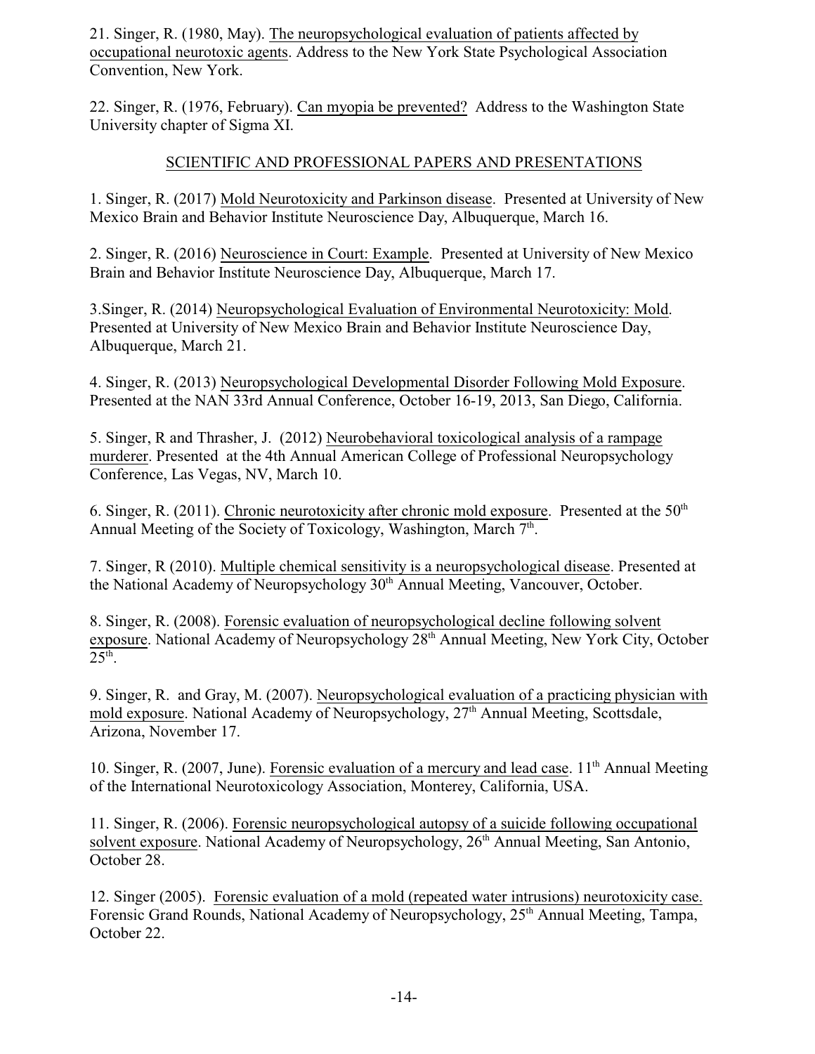21. Singer, R. (1980, May). <u>The neuropsychological evaluation of patients affected by occupational neurotoxic agents</u>. Address to the New York State Psychological Association Convention, New York.

22. Singer, R. (1976, February). <u>Can myopia be prevented?</u> Address to the Washington State University chapter of Sigma XI.

## SCIENTIFIC AND PROFESSIONAL PAPERS AND PRESENTATIONS

1. Singer, R. (2017) <u>Mold Neurotoxicity and Parkinson disease</u>. Presented at University of New Mexico Brain and Behavior Institute Neuroscience Day, Albuquerque, March 16.

2. Singer, R. (2016) <u>Neuroscience in Court: Example</u>. Presented at University of New Mexico Brain and Behavior Institute Neuroscience Day, Albuquerque, March 17.

3.Singer, R. (2014) <u>Neuropsychological Evaluation of Environmental Neurotoxicity: Mold</u>. Presented at University of New Mexico Brain and Behavior Institute Neuroscience Day, Albuquerque, March 21.

4. Singer, R. (2013) <u>Neuropsychological Developmental Disorder Following Mold Exposure</u>. Presented at the NAN 33rd Annual Conference, October 16-19, 2013, San Diego, California.

5. Singer, R and Thrasher, J. (2012) <u>Neurobehavioral toxicological analysis of a rampage murderer</u>. Presented at the 4th Annual American College of Professional Neuropsychology Conference, Las Vegas, NV, March 10.

6. Singer, R. (2011). <u>Chronic neurotoxicity after chronic mold exposure</u>. Presented at the 50th Annual Meeting of the Society of Toxicology, Washington, March 7th.

7. Singer, R (2010). <u>Multiple chemical sensitivity is a neuropsychological disease</u>. Presented at the National Academy of Neuropsychology 30th Annual Meeting, Vancouver, October.

8. Singer, R. (2008). <u>Forensic evaluation of neuropsychological decline following solvent exposure</u>. National Academy of Neuropsychology 28th Annual Meeting, New York City, October 25th.

9. Singer, R. and Gray, M. (2007). <u>Neuropsychological evaluation of a practicing physician with mold exposure</u>. National Academy of Neuropsychology, 27th Annual Meeting, Scottsdale, Arizona, November 17.

10. Singer, R. (2007, June). <u>Forensic evaluation of a mercury and lead case</u>. 11th Annual Meeting of the International Neurotoxicology Association, Monterey, California, USA.

11. Singer, R. (2006). <u>Forensic neuropsychological autopsy of a suicide following occupational solvent exposure</u>. National Academy of Neuropsychology, 26th Annual Meeting, San Antonio, October 28.

12. Singer (2005). <u>Forensic evaluation of a mold (repeated water intrusions) neurotoxicity case.</u> Forensic Grand Rounds, National Academy of Neuropsychology, 25th Annual Meeting, Tampa, October 22.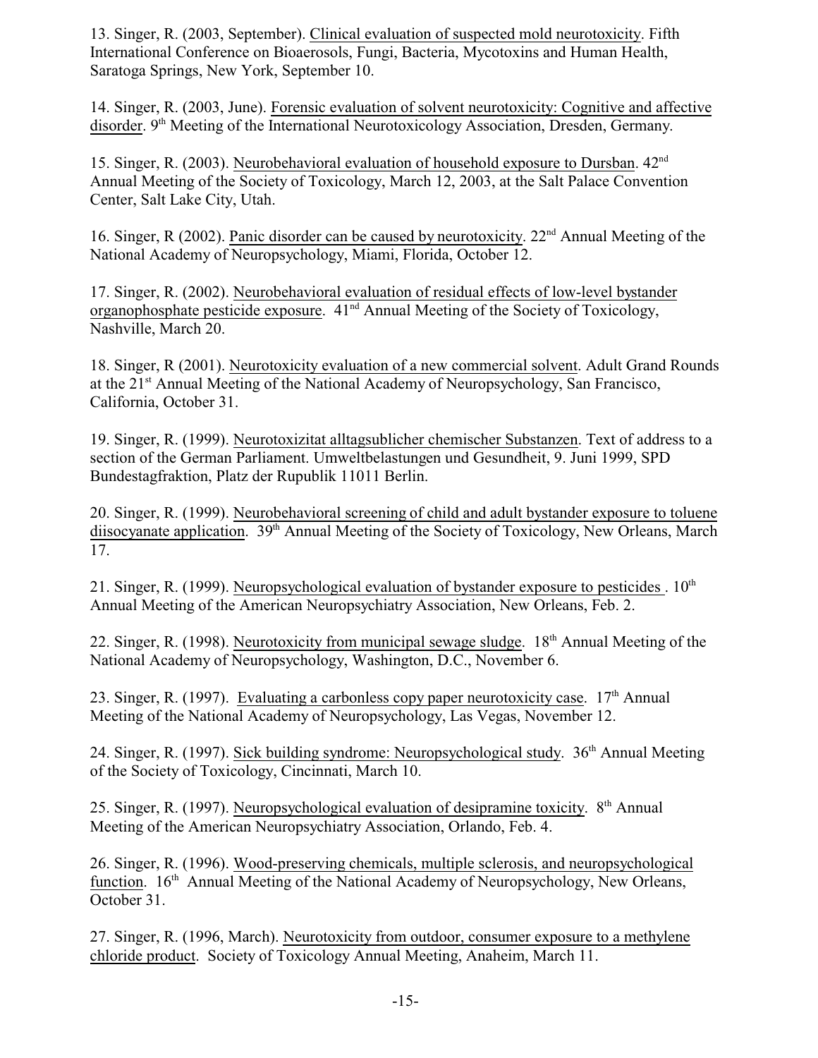13. Singer, R. (2003, September). Clinical evaluation of suspected mold neurotoxicity. Fifth International Conference on Bioaerosols, Fungi, Bacteria, Mycotoxins and Human Health, Saratoga Springs, New York, September 10.

14. Singer, R. (2003, June). Forensic evaluation of solvent neurotoxicity: Cognitive and affective disorder. 9th Meeting of the International Neurotoxicology Association, Dresden, Germany.

15. Singer, R. (2003). Neurobehavioral evaluation of household exposure to Dursban. 42nd Annual Meeting of the Society of Toxicology, March 12, 2003, at the Salt Palace Convention Center, Salt Lake City, Utah.

16. Singer, R (2002). Panic disorder can be caused by neurotoxicity. 22nd Annual Meeting of the National Academy of Neuropsychology, Miami, Florida, October 12.

17. Singer, R. (2002). Neurobehavioral evaluation of residual effects of low-level bystander organophosphate pesticide exposure. 41nd Annual Meeting of the Society of Toxicology, Nashville, March 20.

18. Singer, R (2001). Neurotoxicity evaluation of a new commercial solvent. Adult Grand Rounds at the 21st Annual Meeting of the National Academy of Neuropsychology, San Francisco, California, October 31.

19. Singer, R. (1999). Neurotoxizitat alltagsublicher chemischer Substanzen. Text of address to a section of the German Parliament. Umweltbelastungen und Gesundheit, 9. Juni 1999, SPD Bundestagfraktion, Platz der Rupublik 11011 Berlin.

20. Singer, R. (1999). Neurobehavioral screening of child and adult bystander exposure to toluene diisocyanate application. 39th Annual Meeting of the Society of Toxicology, New Orleans, March 17.

21. Singer, R. (1999). Neuropsychological evaluation of bystander exposure to pesticides . 10th Annual Meeting of the American Neuropsychiatry Association, New Orleans, Feb. 2.

22. Singer, R. (1998). Neurotoxicity from municipal sewage sludge. 18th Annual Meeting of the National Academy of Neuropsychology, Washington, D.C., November 6.

23. Singer, R. (1997). Evaluating a carbonless copy paper neurotoxicity case. 17th Annual Meeting of the National Academy of Neuropsychology, Las Vegas, November 12.

24. Singer, R. (1997). Sick building syndrome: Neuropsychological study. 36th Annual Meeting of the Society of Toxicology, Cincinnati, March 10.

25. Singer, R. (1997). Neuropsychological evaluation of desipramine toxicity. 8th Annual Meeting of the American Neuropsychiatry Association, Orlando, Feb. 4.

26. Singer, R. (1996). Wood-preserving chemicals, multiple sclerosis, and neuropsychological function. 16th Annual Meeting of the National Academy of Neuropsychology, New Orleans, October 31.

27. Singer, R. (1996, March). Neurotoxicity from outdoor, consumer exposure to a methylene chloride product. Society of Toxicology Annual Meeting, Anaheim, March 11.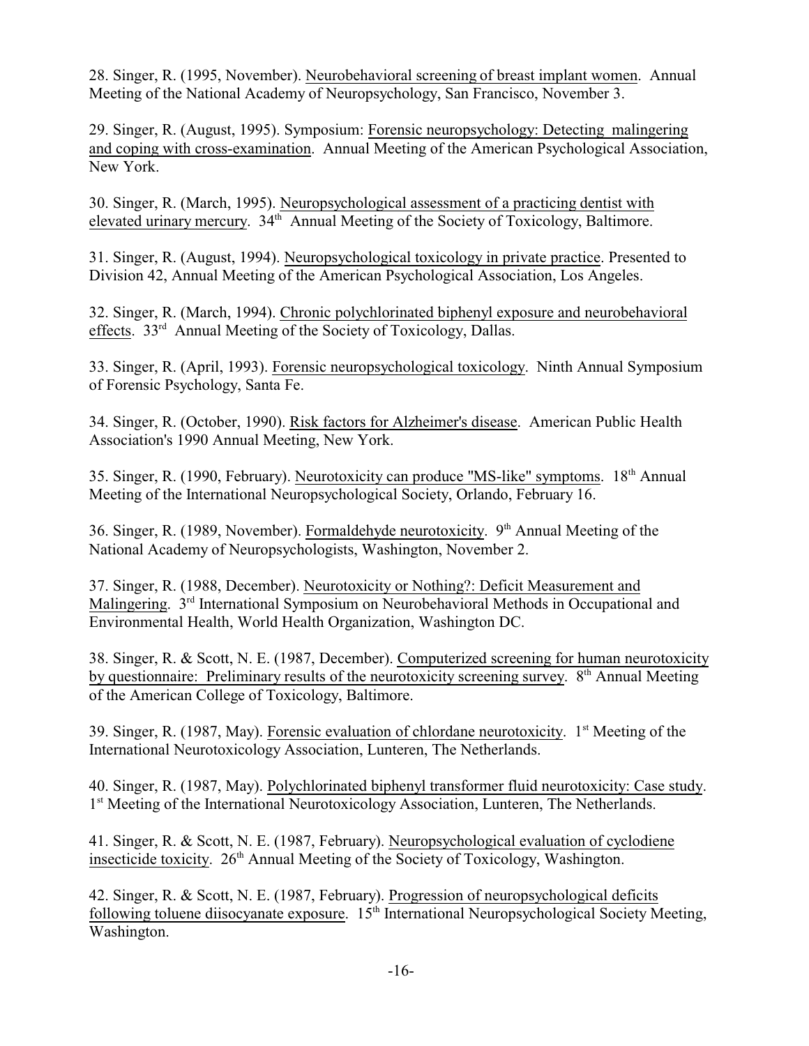28. Singer, R. (1995, November). Neurobehavioral screening of breast implant women. Annual Meeting of the National Academy of Neuropsychology, San Francisco, November 3.

29. Singer, R. (August, 1995). Symposium: Forensic neuropsychology: Detecting malingering and coping with cross-examination. Annual Meeting of the American Psychological Association, New York.

30. Singer, R. (March, 1995). Neuropsychological assessment of a practicing dentist with elevated urinary mercury. 34th Annual Meeting of the Society of Toxicology, Baltimore.

31. Singer, R. (August, 1994). Neuropsychological toxicology in private practice. Presented to Division 42, Annual Meeting of the American Psychological Association, Los Angeles.

32. Singer, R. (March, 1994). Chronic polychlorinated biphenyl exposure and neurobehavioral effects. 33rd Annual Meeting of the Society of Toxicology, Dallas.

33. Singer, R. (April, 1993). Forensic neuropsychological toxicology. Ninth Annual Symposium of Forensic Psychology, Santa Fe.

34. Singer, R. (October, 1990). Risk factors for Alzheimer's disease. American Public Health Association's 1990 Annual Meeting, New York.

35. Singer, R. (1990, February). Neurotoxicity can produce "MS-like" symptoms. 18th Annual Meeting of the International Neuropsychological Society, Orlando, February 16.

36. Singer, R. (1989, November). Formaldehyde neurotoxicity. 9th Annual Meeting of the National Academy of Neuropsychologists, Washington, November 2.

37. Singer, R. (1988, December). Neurotoxicity or Nothing?: Deficit Measurement and Malingering. 3rd International Symposium on Neurobehavioral Methods in Occupational and Environmental Health, World Health Organization, Washington DC.

38. Singer, R. & Scott, N. E. (1987, December). Computerized screening for human neurotoxicity by questionnaire: Preliminary results of the neurotoxicity screening survey. 8th Annual Meeting of the American College of Toxicology, Baltimore.

39. Singer, R. (1987, May). Forensic evaluation of chlordane neurotoxicity. 1st Meeting of the International Neurotoxicology Association, Lunteren, The Netherlands.

40. Singer, R. (1987, May). Polychlorinated biphenyl transformer fluid neurotoxicity: Case study. 1st Meeting of the International Neurotoxicology Association, Lunteren, The Netherlands.

41. Singer, R. & Scott, N. E. (1987, February). Neuropsychological evaluation of cyclodiene insecticide toxicity. 26th Annual Meeting of the Society of Toxicology, Washington.

42. Singer, R. & Scott, N. E. (1987, February). Progression of neuropsychological deficits following toluene diisocyanate exposure. 15th International Neuropsychological Society Meeting, Washington.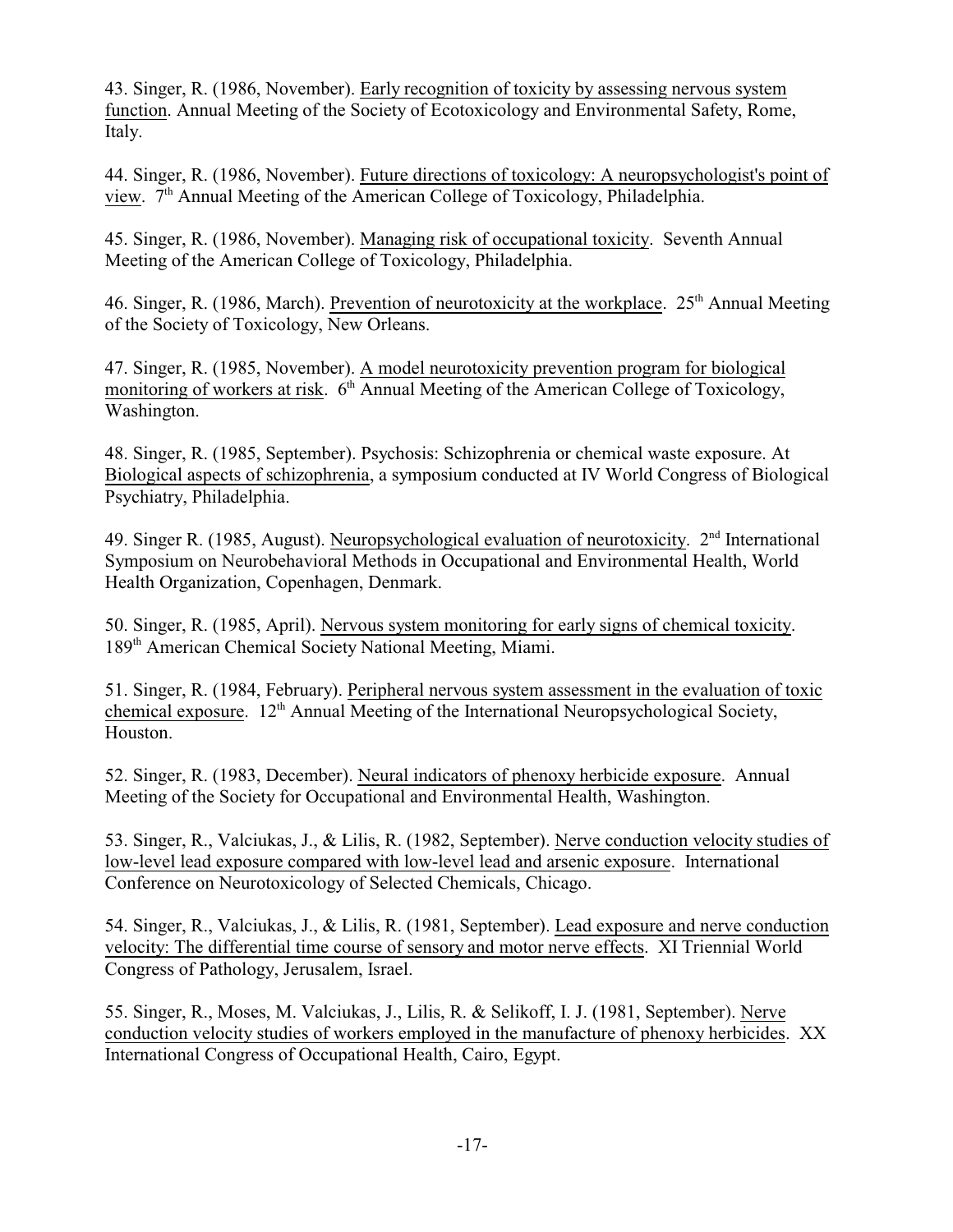43. Singer, R. (1986, November). Early recognition of toxicity by assessing nervous system function. Annual Meeting of the Society of Ecotoxicology and Environmental Safety, Rome, Italy.

44. Singer, R. (1986, November). Future directions of toxicology: A neuropsychologist's point of view. 7th Annual Meeting of the American College of Toxicology, Philadelphia.

45. Singer, R. (1986, November). Managing risk of occupational toxicity. Seventh Annual Meeting of the American College of Toxicology, Philadelphia.

46. Singer, R. (1986, March). Prevention of neurotoxicity at the workplace. 25th Annual Meeting of the Society of Toxicology, New Orleans.

47. Singer, R. (1985, November). A model neurotoxicity prevention program for biological monitoring of workers at risk. 6th Annual Meeting of the American College of Toxicology, Washington.

48. Singer, R. (1985, September). Psychosis: Schizophrenia or chemical waste exposure. At Biological aspects of schizophrenia, a symposium conducted at IV World Congress of Biological Psychiatry, Philadelphia.

49. Singer R. (1985, August). Neuropsychological evaluation of neurotoxicity. 2nd International Symposium on Neurobehavioral Methods in Occupational and Environmental Health, World Health Organization, Copenhagen, Denmark.

50. Singer, R. (1985, April). Nervous system monitoring for early signs of chemical toxicity. 189th American Chemical Society National Meeting, Miami.

51. Singer, R. (1984, February). Peripheral nervous system assessment in the evaluation of toxic chemical exposure. 12th Annual Meeting of the International Neuropsychological Society, Houston.

52. Singer, R. (1983, December). Neural indicators of phenoxy herbicide exposure. Annual Meeting of the Society for Occupational and Environmental Health, Washington.

53. Singer, R., Valciukas, J., & Lilis, R. (1982, September). Nerve conduction velocity studies of low-level lead exposure compared with low-level lead and arsenic exposure. International Conference on Neurotoxicology of Selected Chemicals, Chicago.

54. Singer, R., Valciukas, J., & Lilis, R. (1981, September). Lead exposure and nerve conduction velocity: The differential time course of sensory and motor nerve effects. XI Triennial World Congress of Pathology, Jerusalem, Israel.

55. Singer, R., Moses, M. Valciukas, J., Lilis, R. & Selikoff, I. J. (1981, September). Nerve conduction velocity studies of workers employed in the manufacture of phenoxy herbicides. XX International Congress of Occupational Health, Cairo, Egypt.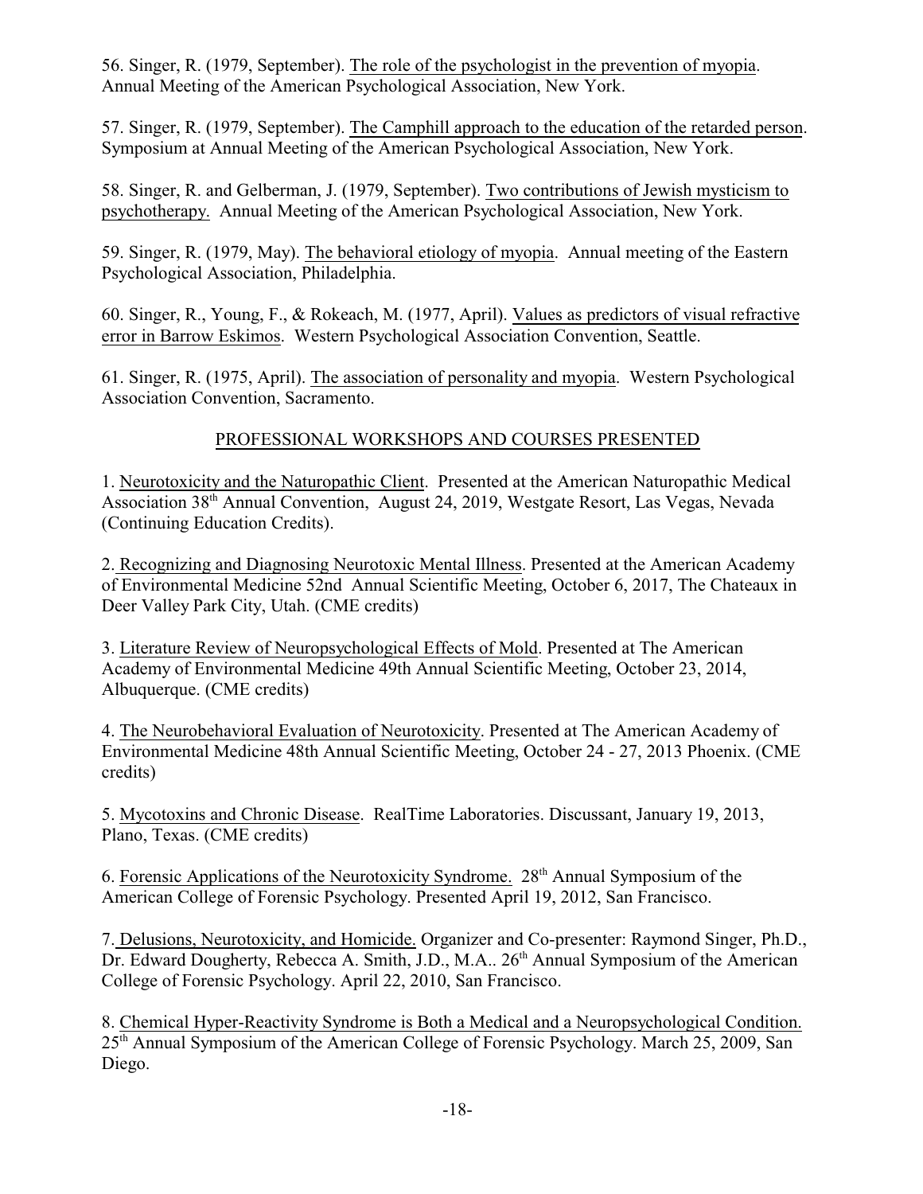56. Singer, R. (1979, September). <u>The role of the psychologist in the prevention of myopia</u>. Annual Meeting of the American Psychological Association, New York.

57. Singer, R. (1979, September). <u>The Camphill approach to the education of the retarded person</u>. Symposium at Annual Meeting of the American Psychological Association, New York.

58. Singer, R. and Gelberman, J. (1979, September). <u>Two contributions of Jewish mysticism to psychotherapy.</u> Annual Meeting of the American Psychological Association, New York.

59. Singer, R. (1979, May). <u>The behavioral etiology of myopia</u>. Annual meeting of the Eastern Psychological Association, Philadelphia.

60. Singer, R., Young, F., & Rokeach, M. (1977, April). <u>Values as predictors of visual refractive error in Barrow Eskimos</u>. Western Psychological Association Convention, Seattle.

61. Singer, R. (1975, April). <u>The association of personality and myopia</u>. Western Psychological Association Convention, Sacramento.

## PROFESSIONAL WORKSHOPS AND COURSES PRESENTED

1. <u>Neurotoxicity and the Naturopathic Client</u>. Presented at the American Naturopathic Medical Association 38th Annual Convention, August 24, 2019, Westgate Resort, Las Vegas, Nevada (Continuing Education Credits).

2. <u>Recognizing and Diagnosing Neurotoxic Mental Illness</u>. Presented at the American Academy of Environmental Medicine 52nd Annual Scientific Meeting, October 6, 2017, The Chateaux in Deer Valley Park City, Utah. (CME credits)

3. <u>Literature Review of Neuropsychological Effects of Mold</u>. Presented at The American Academy of Environmental Medicine 49th Annual Scientific Meeting, October 23, 2014, Albuquerque. (CME credits)

4. <u>The Neurobehavioral Evaluation of Neurotoxicity</u>. Presented at The American Academy of Environmental Medicine 48th Annual Scientific Meeting, October 24 - 27, 2013 Phoenix. (CME credits)

5. <u>Mycotoxins and Chronic Disease</u>. RealTime Laboratories. Discussant, January 19, 2013, Plano, Texas. (CME credits)

6. <u>Forensic Applications of the Neurotoxicity Syndrome.</u> 28th Annual Symposium of the American College of Forensic Psychology. Presented April 19, 2012, San Francisco.

7. <u>Delusions, Neurotoxicity, and Homicide.</u> Organizer and Co-presenter: Raymond Singer, Ph.D., Dr. Edward Dougherty, Rebecca A. Smith, J.D., M.A.. 26th Annual Symposium of the American College of Forensic Psychology. April 22, 2010, San Francisco.

8. <u>Chemical Hyper-Reactivity Syndrome is Both a Medical and a Neuropsychological Condition.</u> 25th Annual Symposium of the American College of Forensic Psychology. March 25, 2009, San Diego.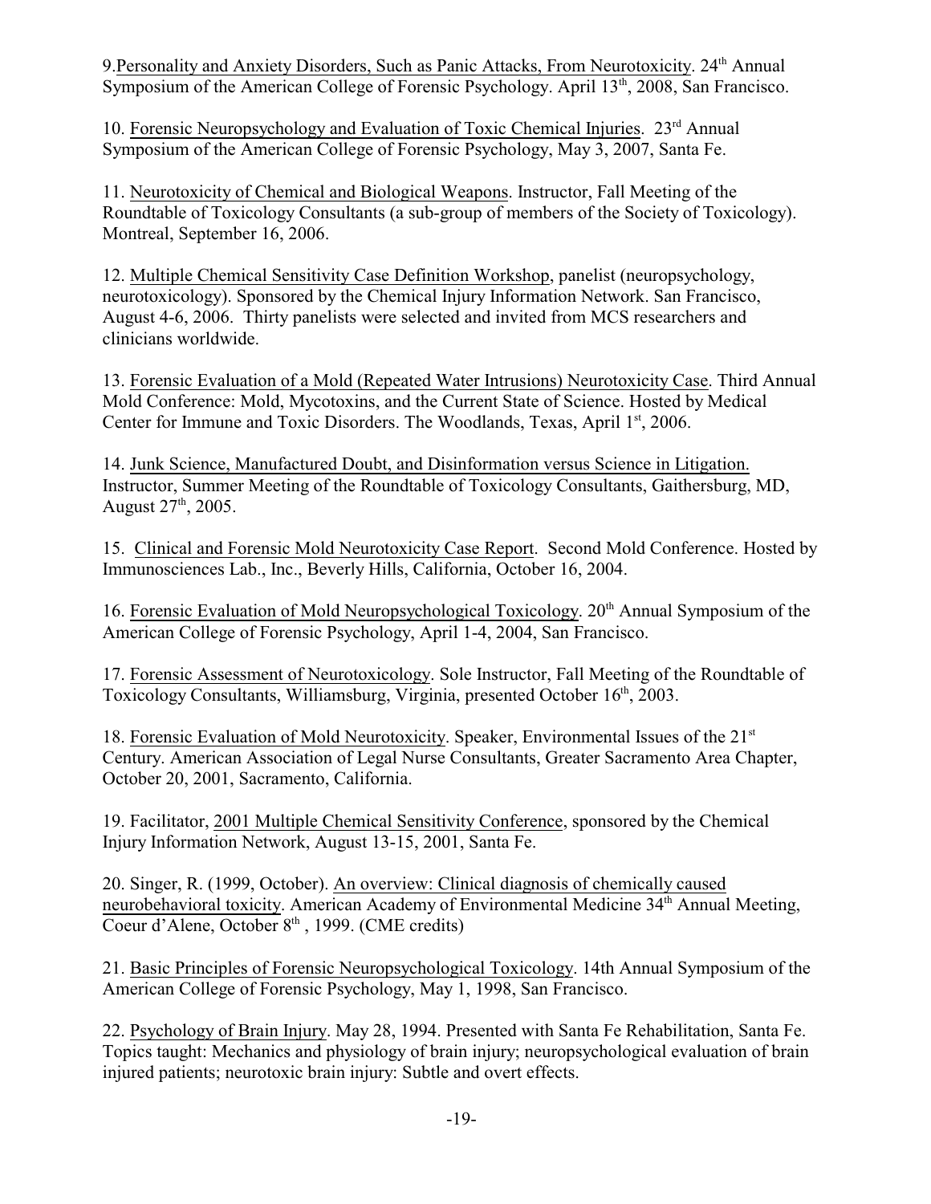9. Personality and Anxiety Disorders, Such as Panic Attacks, From Neurotoxicity. 24th Annual Symposium of the American College of Forensic Psychology. April 13th, 2008, San Francisco.

10. Forensic Neuropsychology and Evaluation of Toxic Chemical Injuries. 23rd Annual Symposium of the American College of Forensic Psychology, May 3, 2007, Santa Fe.

11. Neurotoxicity of Chemical and Biological Weapons. Instructor, Fall Meeting of the Roundtable of Toxicology Consultants (a sub-group of members of the Society of Toxicology). Montreal, September 16, 2006.

12. Multiple Chemical Sensitivity Case Definition Workshop, panelist (neuropsychology, neurotoxicology). Sponsored by the Chemical Injury Information Network. San Francisco, August 4-6, 2006. Thirty panelists were selected and invited from MCS researchers and clinicians worldwide.

13. Forensic Evaluation of a Mold (Repeated Water Intrusions) Neurotoxicity Case. Third Annual Mold Conference: Mold, Mycotoxins, and the Current State of Science. Hosted by Medical Center for Immune and Toxic Disorders. The Woodlands, Texas, April 1st, 2006.

14. Junk Science, Manufactured Doubt, and Disinformation versus Science in Litigation. Instructor, Summer Meeting of the Roundtable of Toxicology Consultants, Gaithersburg, MD, August 27th, 2005.

15. Clinical and Forensic Mold Neurotoxicity Case Report. Second Mold Conference. Hosted by Immunosciences Lab., Inc., Beverly Hills, California, October 16, 2004.

16. Forensic Evaluation of Mold Neuropsychological Toxicology. 20th Annual Symposium of the American College of Forensic Psychology, April 1-4, 2004, San Francisco.

17. Forensic Assessment of Neurotoxicology. Sole Instructor, Fall Meeting of the Roundtable of Toxicology Consultants, Williamsburg, Virginia, presented October 16th, 2003.

18. Forensic Evaluation of Mold Neurotoxicity. Speaker, Environmental Issues of the 21st Century. American Association of Legal Nurse Consultants, Greater Sacramento Area Chapter, October 20, 2001, Sacramento, California.

19. Facilitator, 2001 Multiple Chemical Sensitivity Conference, sponsored by the Chemical Injury Information Network, August 13-15, 2001, Santa Fe.

20. Singer, R. (1999, October). An overview: Clinical diagnosis of chemically caused neurobehavioral toxicity. American Academy of Environmental Medicine 34th Annual Meeting, Coeur d'Alene, October 8th, 1999. (CME credits)

21. Basic Principles of Forensic Neuropsychological Toxicology. 14th Annual Symposium of the American College of Forensic Psychology, May 1, 1998, San Francisco.

22. Psychology of Brain Injury. May 28, 1994. Presented with Santa Fe Rehabilitation, Santa Fe. Topics taught: Mechanics and physiology of brain injury; neuropsychological evaluation of brain injured patients; neurotoxic brain injury: Subtle and overt effects.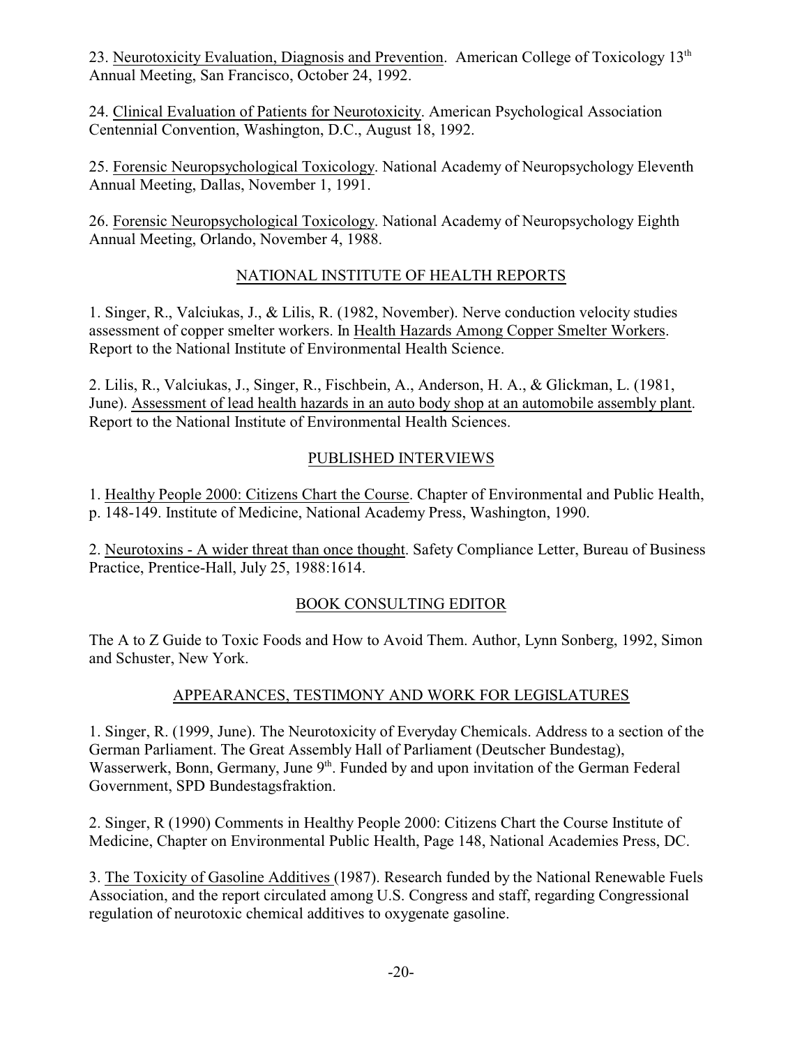23. <u>Neurotoxicity Evaluation, Diagnosis and Prevention</u>. American College of Toxicology 13th Annual Meeting, San Francisco, October 24, 1992.

24. <u>Clinical Evaluation of Patients for Neurotoxicity</u>. American Psychological Association Centennial Convention, Washington, D.C., August 18, 1992.

25. <u>Forensic Neuropsychological Toxicology</u>. National Academy of Neuropsychology Eleventh Annual Meeting, Dallas, November 1, 1991.

26. <u>Forensic Neuropsychological Toxicology</u>. National Academy of Neuropsychology Eighth Annual Meeting, Orlando, November 4, 1988.

## NATIONAL INSTITUTE OF HEALTH REPORTS

1. Singer, R., Valciukas, J., & Lilis, R. (1982, November). Nerve conduction velocity studies assessment of copper smelter workers. In <u>Health Hazards Among Copper Smelter Workers</u>. Report to the National Institute of Environmental Health Science.

2. Lilis, R., Valciukas, J., Singer, R., Fischbein, A., Anderson, H. A., & Glickman, L. (1981, June). <u>Assessment of lead health hazards in an auto body shop at an automobile assembly plant</u>. Report to the National Institute of Environmental Health Sciences.

## PUBLISHED INTERVIEWS

1. <u>Healthy People 2000: Citizens Chart the Course</u>. Chapter of Environmental and Public Health, p. 148-149. Institute of Medicine, National Academy Press, Washington, 1990.

2. <u>Neurotoxins - A wider threat than once thought</u>. Safety Compliance Letter, Bureau of Business Practice, Prentice-Hall, July 25, 1988:1614.

## BOOK CONSULTING EDITOR

The A to Z Guide to Toxic Foods and How to Avoid Them. Author, Lynn Sonberg, 1992, Simon and Schuster, New York.

## APPEARANCES, TESTIMONY AND WORK FOR LEGISLATURES

1. Singer, R. (1999, June). The Neurotoxicity of Everyday Chemicals. Address to a section of the German Parliament. The Great Assembly Hall of Parliament (Deutscher Bundestag), Wasserwerk, Bonn, Germany, June 9th. Funded by and upon invitation of the German Federal Government, SPD Bundestagsfraktion.

2. Singer, R (1990) Comments in Healthy People 2000: Citizens Chart the Course Institute of Medicine, Chapter on Environmental Public Health, Page 148, National Academies Press, DC.

3. <u>The Toxicity of Gasoline Additives</u> (1987). Research funded by the National Renewable Fuels Association, and the report circulated among U.S. Congress and staff, regarding Congressional regulation of neurotoxic chemical additives to oxygenate gasoline.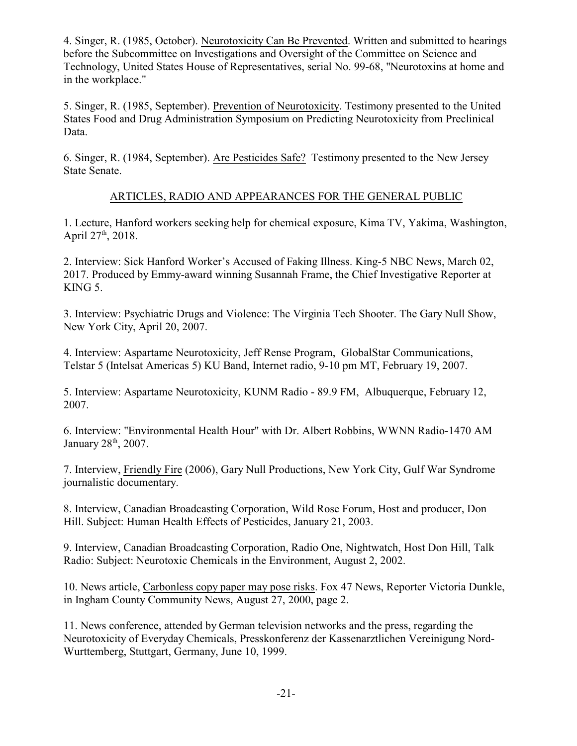4. Singer, R. (1985, October). Neurotoxicity Can Be Prevented. Written and submitted to hearings before the Subcommittee on Investigations and Oversight of the Committee on Science and Technology, United States House of Representatives, serial No. 99-68, "Neurotoxins at home and in the workplace."

5. Singer, R. (1985, September). Prevention of Neurotoxicity. Testimony presented to the United States Food and Drug Administration Symposium on Predicting Neurotoxicity from Preclinical Data.

6. Singer, R. (1984, September). Are Pesticides Safe? Testimony presented to the New Jersey State Senate.

## ARTICLES, RADIO AND APPEARANCES FOR THE GENERAL PUBLIC

1. Lecture, Hanford workers seeking help for chemical exposure, Kima TV, Yakima, Washington, April 27th, 2018.

2. Interview: Sick Hanford Worker's Accused of Faking Illness. King-5 NBC News, March 02, 2017. Produced by Emmy-award winning Susannah Frame, the Chief Investigative Reporter at KING 5.

3. Interview: Psychiatric Drugs and Violence: The Virginia Tech Shooter. The Gary Null Show, New York City, April 20, 2007.

4. Interview: Aspartame Neurotoxicity, Jeff Rense Program, GlobalStar Communications, Telstar 5 (Intelsat Americas 5) KU Band, Internet radio, 9-10 pm MT, February 19, 2007.

5. Interview: Aspartame Neurotoxicity, KUNM Radio - 89.9 FM, Albuquerque, February 12, 2007.

6. Interview: "Environmental Health Hour" with Dr. Albert Robbins, WWNN Radio-1470 AM January 28th, 2007.

7. Interview, Friendly Fire (2006), Gary Null Productions, New York City, Gulf War Syndrome journalistic documentary.

8. Interview, Canadian Broadcasting Corporation, Wild Rose Forum, Host and producer, Don Hill. Subject: Human Health Effects of Pesticides, January 21, 2003.

9. Interview, Canadian Broadcasting Corporation, Radio One, Nightwatch, Host Don Hill, Talk Radio: Subject: Neurotoxic Chemicals in the Environment, August 2, 2002.

10. News article, Carbonless copy paper may pose risks. Fox 47 News, Reporter Victoria Dunkle, in Ingham County Community News, August 27, 2000, page 2.

11. News conference, attended by German television networks and the press, regarding the Neurotoxicity of Everyday Chemicals, Presskonferenz der Kassenarztlichen Vereinigung Nord-Wurttemberg, Stuttgart, Germany, June 10, 1999.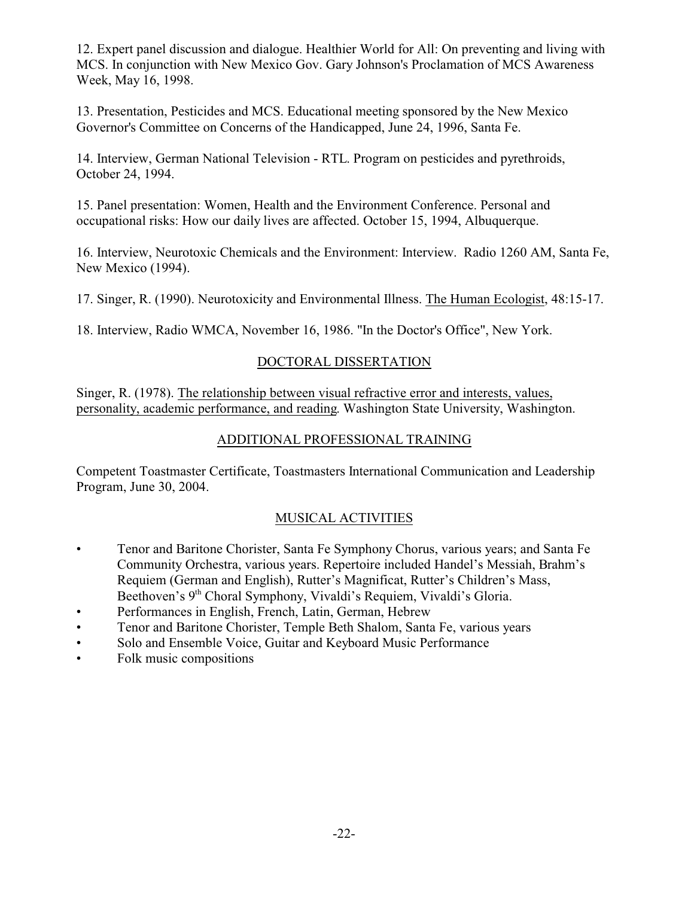12. Expert panel discussion and dialogue. Healthier World for All: On preventing and living with MCS. In conjunction with New Mexico Gov. Gary Johnson's Proclamation of MCS Awareness Week, May 16, 1998.

13. Presentation, Pesticides and MCS. Educational meeting sponsored by the New Mexico Governor's Committee on Concerns of the Handicapped, June 24, 1996, Santa Fe.

14. Interview, German National Television - RTL. Program on pesticides and pyrethroids, October 24, 1994.

15. Panel presentation: Women, Health and the Environment Conference. Personal and occupational risks: How our daily lives are affected. October 15, 1994, Albuquerque.

16. Interview, Neurotoxic Chemicals and the Environment: Interview. Radio 1260 AM, Santa Fe, New Mexico (1994).

17. Singer, R. (1990). Neurotoxicity and Environmental Illness. The Human Ecologist, 48:15-17.

18. Interview, Radio WMCA, November 16, 1986. "In the Doctor's Office", New York.

## DOCTORAL DISSERTATION

Singer, R. (1978). The relationship between visual refractive error and interests, values, personality, academic performance, and reading. Washington State University, Washington.

## ADDITIONAL PROFESSIONAL TRAINING

Competent Toastmaster Certificate, Toastmasters International Communication and Leadership Program, June 30, 2004.

## MUSICAL ACTIVITIES

- Tenor and Baritone Chorister, Santa Fe Symphony Chorus, various years; and Santa Fe Community Orchestra, various years. Repertoire included Handel's Messiah, Brahm's Requiem (German and English), Rutter's Magnificat, Rutter's Children's Mass, Beethoven's 9th Choral Symphony, Vivaldi's Requiem, Vivaldi's Gloria.
- Performances in English, French, Latin, German, Hebrew
- Tenor and Baritone Chorister, Temple Beth Shalom, Santa Fe, various years
- Solo and Ensemble Voice, Guitar and Keyboard Music Performance
- Folk music compositions